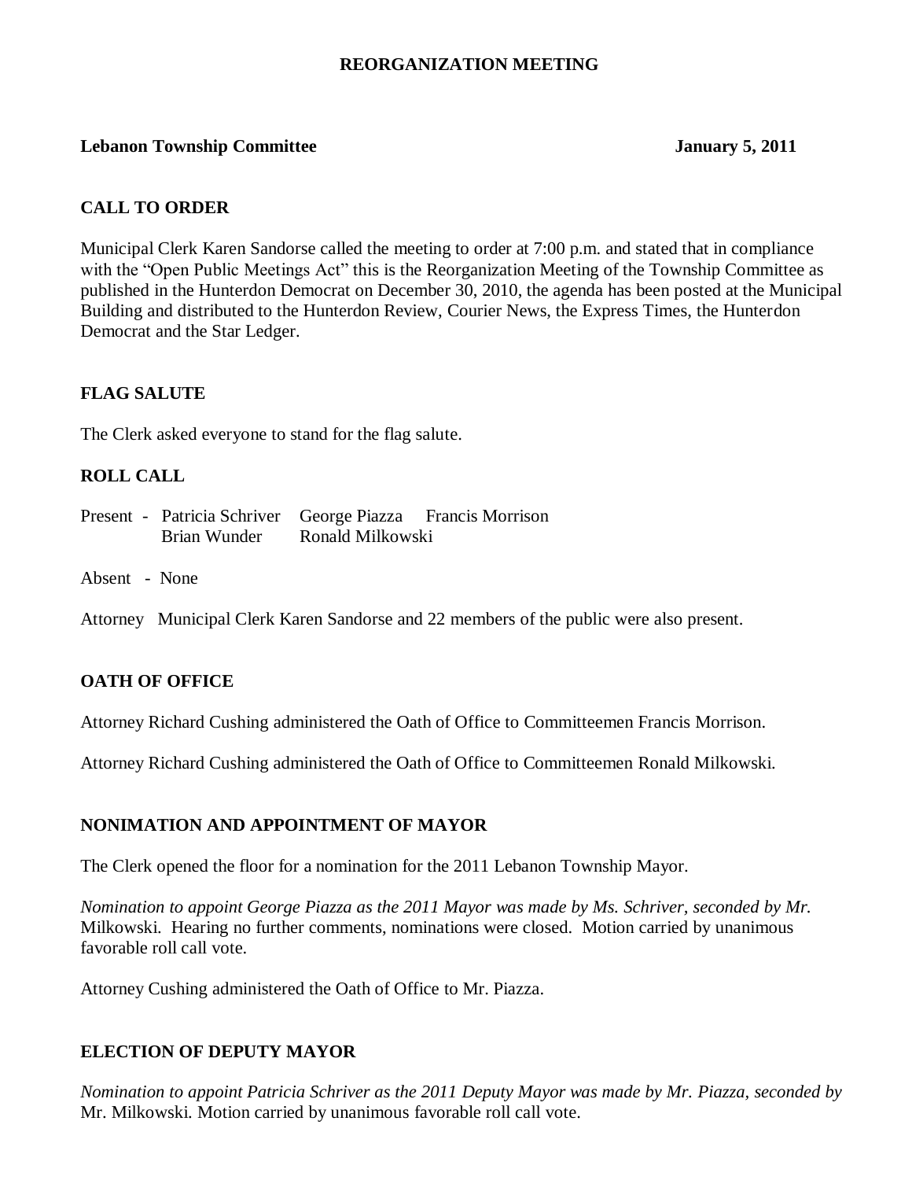**REORGANIZATION MEETING**

**Lebanon Township Committee** **January 5, 2011**

**CALL TO ORDER**

Municipal Clerk Karen Sandorse called the meeting to order at 7:00 p.m. and stated that in compliance with the "Open Public Meetings Act" this is the Reorganization Meeting of the Township Committee as published in the Hunterdon Democrat on December 30, 2010, the agenda has been posted at the Municipal Building and distributed to the Hunterdon Review, Courier News, the Express Times, the Hunterdon Democrat and the Star Ledger.

**FLAG SALUTE**

The Clerk asked everyone to stand for the flag salute.

**ROLL CALL**

Present - Patricia Schriver George Piazza Francis Morrison
Brian Wunder Ronald Milkowski

Absent - None

Attorney Municipal Clerk Karen Sandorse and 22 members of the public were also present.

**OATH OF OFFICE**

Attorney Richard Cushing administered the Oath of Office to Committeemen Francis Morrison.

Attorney Richard Cushing administered the Oath of Office to Committeemen Ronald Milkowski.

**NONIMATION AND APPOINTMENT OF MAYOR**

The Clerk opened the floor for a nomination for the 2011 Lebanon Township Mayor.

*Nomination to appoint George Piazza as the 2011 Mayor was made by Ms. Schriver, seconded by Mr.* Milkowski. Hearing no further comments, nominations were closed. Motion carried by unanimous favorable roll call vote.

Attorney Cushing administered the Oath of Office to Mr. Piazza.

**ELECTION OF DEPUTY MAYOR**

*Nomination to appoint Patricia Schriver as the 2011 Deputy Mayor was made by Mr. Piazza, seconded by* Mr. Milkowski. Motion carried by unanimous favorable roll call vote.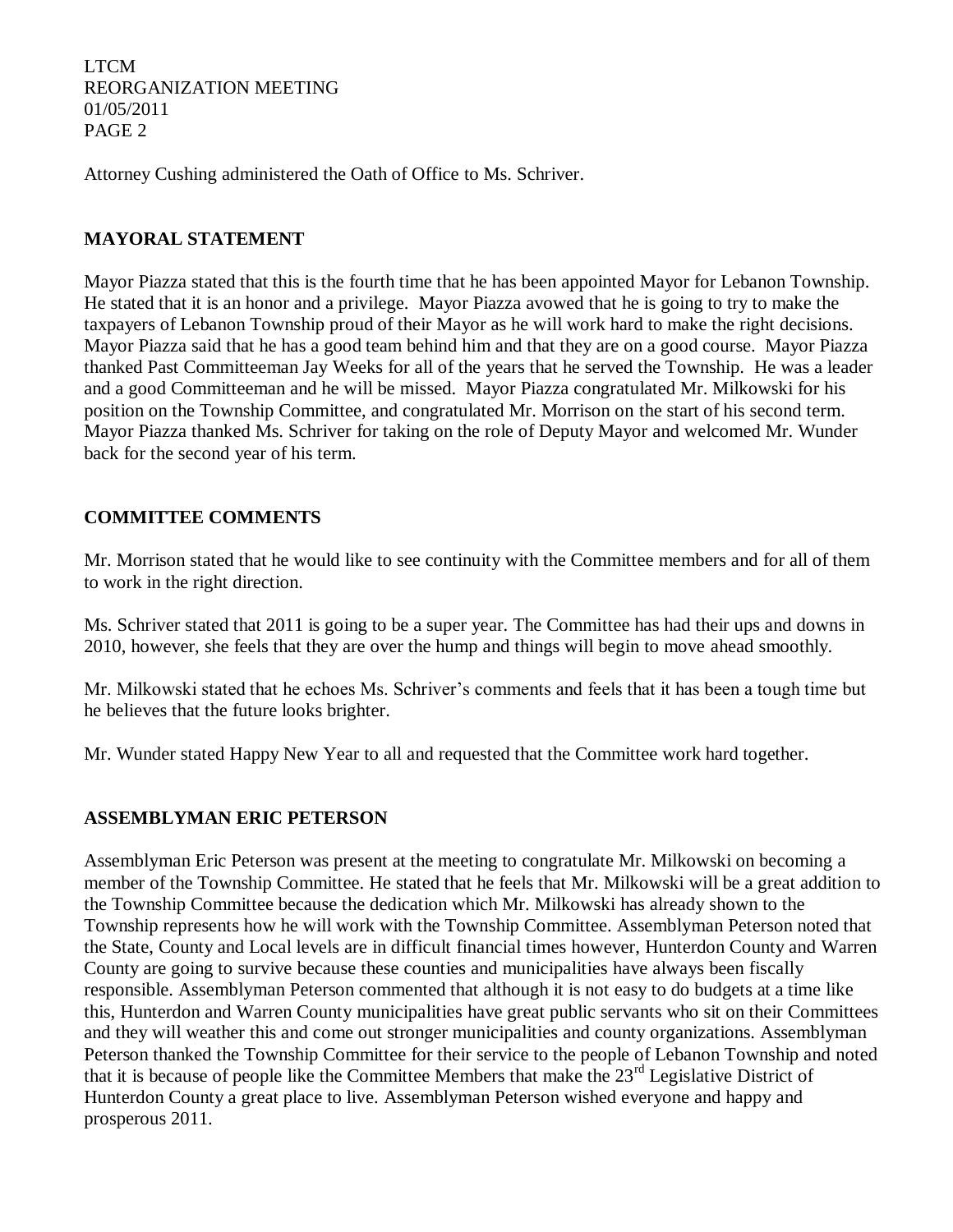Attorney Cushing administered the Oath of Office to Ms. Schriver.

## MAYORAL STATEMENT

Mayor Piazza stated that this is the fourth time that he has been appointed Mayor for Lebanon Township. He stated that it is an honor and a privilege. Mayor Piazza avowed that he is going to try to make the taxpayers of Lebanon Township proud of their Mayor as he will work hard to make the right decisions. Mayor Piazza said that he has a good team behind him and that they are on a good course. Mayor Piazza thanked Past Committeeman Jay Weeks for all of the years that he served the Township. He was a leader and a good Committeeman and he will be missed. Mayor Piazza congratulated Mr. Milkowski for his position on the Township Committee, and congratulated Mr. Morrison on the start of his second term. Mayor Piazza thanked Ms. Schriver for taking on the role of Deputy Mayor and welcomed Mr. Wunder back for the second year of his term.

## COMMITTEE COMMENTS

Mr. Morrison stated that he would like to see continuity with the Committee members and for all of them to work in the right direction.

Ms. Schriver stated that 2011 is going to be a super year. The Committee has had their ups and downs in 2010, however, she feels that they are over the hump and things will begin to move ahead smoothly.

Mr. Milkowski stated that he echoes Ms. Schriver's comments and feels that it has been a tough time but he believes that the future looks brighter.

Mr. Wunder stated Happy New Year to all and requested that the Committee work hard together.

## ASSEMBLYMAN ERIC PETERSON

Assemblyman Eric Peterson was present at the meeting to congratulate Mr. Milkowski on becoming a member of the Township Committee. He stated that he feels that Mr. Milkowski will be a great addition to the Township Committee because the dedication which Mr. Milkowski has already shown to the Township represents how he will work with the Township Committee. Assemblyman Peterson noted that the State, County and Local levels are in difficult financial times however, Hunterdon County and Warren County are going to survive because these counties and municipalities have always been fiscally responsible. Assemblyman Peterson commented that although it is not easy to do budgets at a time like this, Hunterdon and Warren County municipalities have great public servants who sit on their Committees and they will weather this and come out stronger municipalities and county organizations. Assemblyman Peterson thanked the Township Committee for their service to the people of Lebanon Township and noted that it is because of people like the Committee Members that make the 23rd Legislative District of Hunterdon County a great place to live. Assemblyman Peterson wished everyone and happy and prosperous 2011.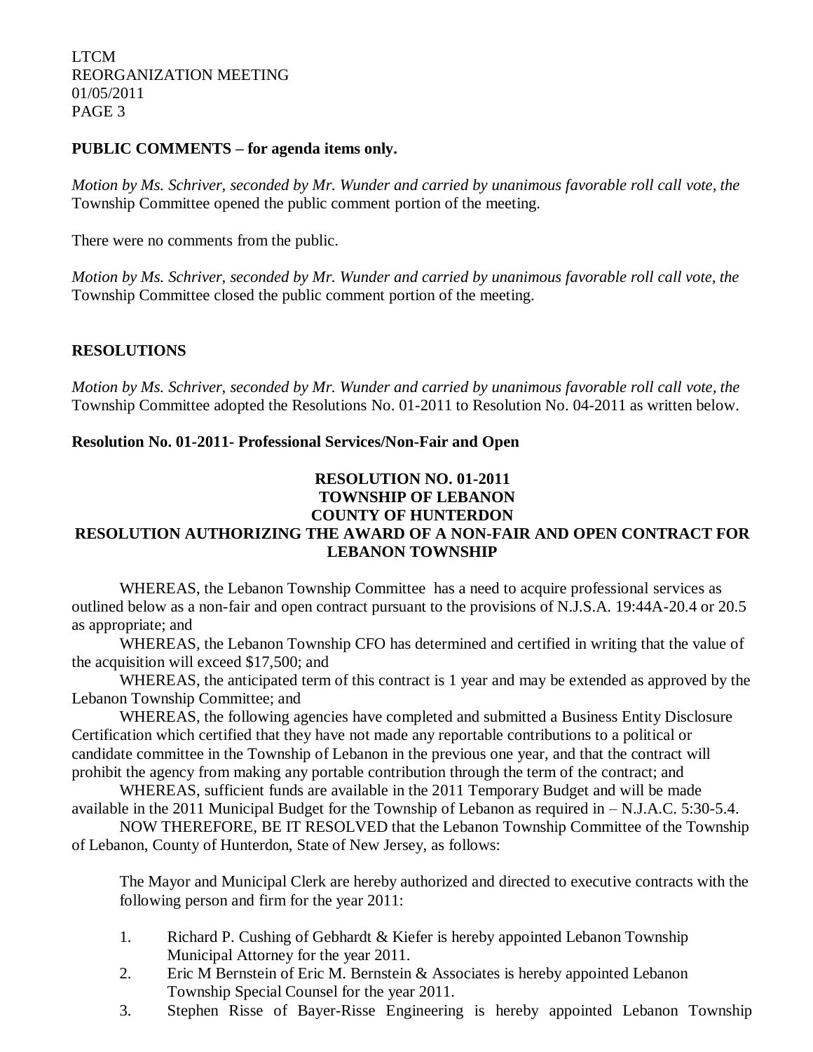**PUBLIC COMMENTS – for agenda items only.**

*Motion by Ms. Schriver, seconded by Mr. Wunder and carried by unanimous favorable roll call vote, the* Township Committee opened the public comment portion of the meeting.

There were no comments from the public.

*Motion by Ms. Schriver, seconded by Mr. Wunder and carried by unanimous favorable roll call vote, the* Township Committee closed the public comment portion of the meeting.

**RESOLUTIONS**

*Motion by Ms. Schriver, seconded by Mr. Wunder and carried by unanimous favorable roll call vote, the* Township Committee adopted the Resolutions No. 01-2011 to Resolution No. 04-2011 as written below.

**Resolution No. 01-2011- Professional Services/Non-Fair and Open**

**RESOLUTION NO. 01-2011**
**TOWNSHIP OF LEBANON**
**COUNTY OF HUNTERDON**
**RESOLUTION AUTHORIZING THE AWARD OF A NON-FAIR AND OPEN CONTRACT FOR LEBANON TOWNSHIP**

WHEREAS, the Lebanon Township Committee has a need to acquire professional services as outlined below as a non-fair and open contract pursuant to the provisions of N.J.S.A. 19:44A-20.4 or 20.5 as appropriate; and

WHEREAS, the Lebanon Township CFO has determined and certified in writing that the value of the acquisition will exceed $17,500; and

WHEREAS, the anticipated term of this contract is 1 year and may be extended as approved by the Lebanon Township Committee; and

WHEREAS, the following agencies have completed and submitted a Business Entity Disclosure Certification which certified that they have not made any reportable contributions to a political or candidate committee in the Township of Lebanon in the previous one year, and that the contract will prohibit the agency from making any portable contribution through the term of the contract; and

WHEREAS, sufficient funds are available in the 2011 Temporary Budget and will be made available in the 2011 Municipal Budget for the Township of Lebanon as required in – N.J.A.C. 5:30-5.4.

NOW THEREFORE, BE IT RESOLVED that the Lebanon Township Committee of the Township of Lebanon, County of Hunterdon, State of New Jersey, as follows:

The Mayor and Municipal Clerk are hereby authorized and directed to executive contracts with the following person and firm for the year 2011:

1. Richard P. Cushing of Gebhardt & Kiefer is hereby appointed Lebanon Township Municipal Attorney for the year 2011.
2. Eric M Bernstein of Eric M. Bernstein & Associates is hereby appointed Lebanon Township Special Counsel for the year 2011.
3. Stephen Risse of Bayer-Risse Engineering is hereby appointed Lebanon Township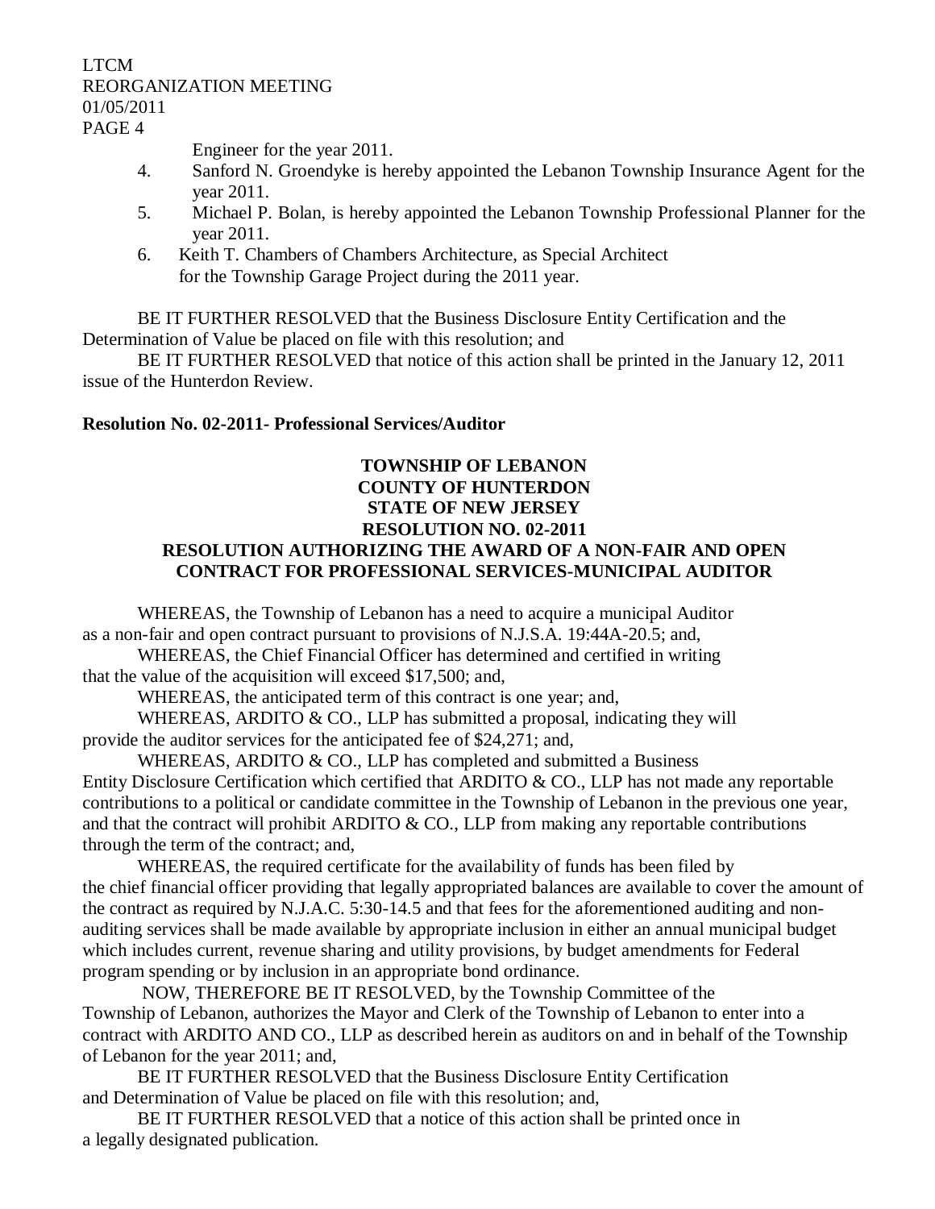Engineer for the year 2011.

4. Sanford N. Groendyke is hereby appointed the Lebanon Township Insurance Agent for the year 2011.
5. Michael P. Bolan, is hereby appointed the Lebanon Township Professional Planner for the year 2011.
6. Keith T. Chambers of Chambers Architecture, as Special Architect for the Township Garage Project during the 2011 year.

BE IT FURTHER RESOLVED that the Business Disclosure Entity Certification and the Determination of Value be placed on file with this resolution; and

BE IT FURTHER RESOLVED that notice of this action shall be printed in the January 12, 2011 issue of the Hunterdon Review.

**Resolution No. 02-2011- Professional Services/Auditor**

**TOWNSHIP OF LEBANON**
**COUNTY OF HUNTERDON**
**STATE OF NEW JERSEY**
**RESOLUTION NO. 02-2011**
**RESOLUTION AUTHORIZING THE AWARD OF A NON-FAIR AND OPEN CONTRACT FOR PROFESSIONAL SERVICES-MUNICIPAL AUDITOR**

WHEREAS, the Township of Lebanon has a need to acquire a municipal Auditor as a non-fair and open contract pursuant to provisions of N.J.S.A. 19:44A-20.5; and,

WHEREAS, the Chief Financial Officer has determined and certified in writing that the value of the acquisition will exceed $17,500; and,

WHEREAS, the anticipated term of this contract is one year; and,

WHEREAS, ARDITO & CO., LLP has submitted a proposal, indicating they will provide the auditor services for the anticipated fee of $24,271; and,

WHEREAS, ARDITO & CO., LLP has completed and submitted a Business Entity Disclosure Certification which certified that ARDITO & CO., LLP has not made any reportable contributions to a political or candidate committee in the Township of Lebanon in the previous one year, and that the contract will prohibit ARDITO & CO., LLP from making any reportable contributions through the term of the contract; and,

WHEREAS, the required certificate for the availability of funds has been filed by the chief financial officer providing that legally appropriated balances are available to cover the amount of the contract as required by N.J.A.C. 5:30-14.5 and that fees for the aforementioned auditing and non-auditing services shall be made available by appropriate inclusion in either an annual municipal budget which includes current, revenue sharing and utility provisions, by budget amendments for Federal program spending or by inclusion in an appropriate bond ordinance.

NOW, THEREFORE BE IT RESOLVED, by the Township Committee of the Township of Lebanon, authorizes the Mayor and Clerk of the Township of Lebanon to enter into a contract with ARDITO AND CO., LLP as described herein as auditors on and in behalf of the Township of Lebanon for the year 2011; and,

BE IT FURTHER RESOLVED that the Business Disclosure Entity Certification and Determination of Value be placed on file with this resolution; and,

BE IT FURTHER RESOLVED that a notice of this action shall be printed once in a legally designated publication.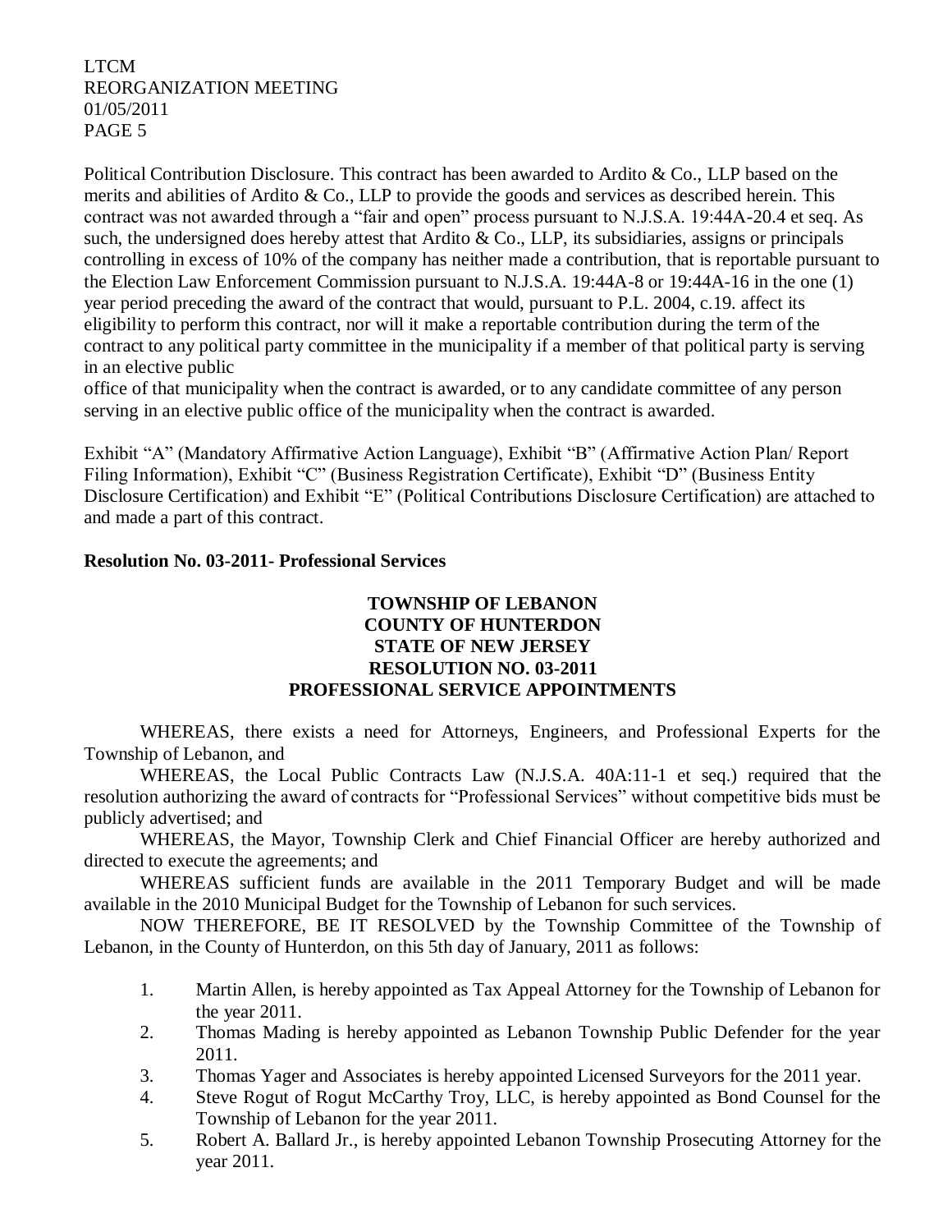Political Contribution Disclosure. This contract has been awarded to Ardito & Co., LLP based on the merits and abilities of Ardito & Co., LLP to provide the goods and services as described herein. This contract was not awarded through a "fair and open" process pursuant to N.J.S.A. 19:44A-20.4 et seq. As such, the undersigned does hereby attest that Ardito & Co., LLP, its subsidiaries, assigns or principals controlling in excess of 10% of the company has neither made a contribution, that is reportable pursuant to the Election Law Enforcement Commission pursuant to N.J.S.A. 19:44A-8 or 19:44A-16 in the one (1) year period preceding the award of the contract that would, pursuant to P.L. 2004, c.19. affect its eligibility to perform this contract, nor will it make a reportable contribution during the term of the contract to any political party committee in the municipality if a member of that political party is serving in an elective public office of that municipality when the contract is awarded, or to any candidate committee of any person serving in an elective public office of the municipality when the contract is awarded.

Exhibit "A" (Mandatory Affirmative Action Language), Exhibit "B" (Affirmative Action Plan/ Report Filing Information), Exhibit "C" (Business Registration Certificate), Exhibit "D" (Business Entity Disclosure Certification) and Exhibit "E" (Political Contributions Disclosure Certification) are attached to and made a part of this contract.

**Resolution No. 03-2011- Professional Services**

**TOWNSHIP OF LEBANON**
**COUNTY OF HUNTERDON**
**STATE OF NEW JERSEY**
**RESOLUTION NO. 03-2011**
**PROFESSIONAL SERVICE APPOINTMENTS**

WHEREAS, there exists a need for Attorneys, Engineers, and Professional Experts for the Township of Lebanon, and

WHEREAS, the Local Public Contracts Law (N.J.S.A. 40A:11-1 et seq.) required that the resolution authorizing the award of contracts for "Professional Services" without competitive bids must be publicly advertised; and

WHEREAS, the Mayor, Township Clerk and Chief Financial Officer are hereby authorized and directed to execute the agreements; and

WHEREAS sufficient funds are available in the 2011 Temporary Budget and will be made available in the 2010 Municipal Budget for the Township of Lebanon for such services.

NOW THEREFORE, BE IT RESOLVED by the Township Committee of the Township of Lebanon, in the County of Hunterdon, on this 5th day of January, 2011 as follows:

1. Martin Allen, is hereby appointed as Tax Appeal Attorney for the Township of Lebanon for the year 2011.
2. Thomas Mading is hereby appointed as Lebanon Township Public Defender for the year 2011.
3. Thomas Yager and Associates is hereby appointed Licensed Surveyors for the 2011 year.
4. Steve Rogut of Rogut McCarthy Troy, LLC, is hereby appointed as Bond Counsel for the Township of Lebanon for the year 2011.
5. Robert A. Ballard Jr., is hereby appointed Lebanon Township Prosecuting Attorney for the year 2011.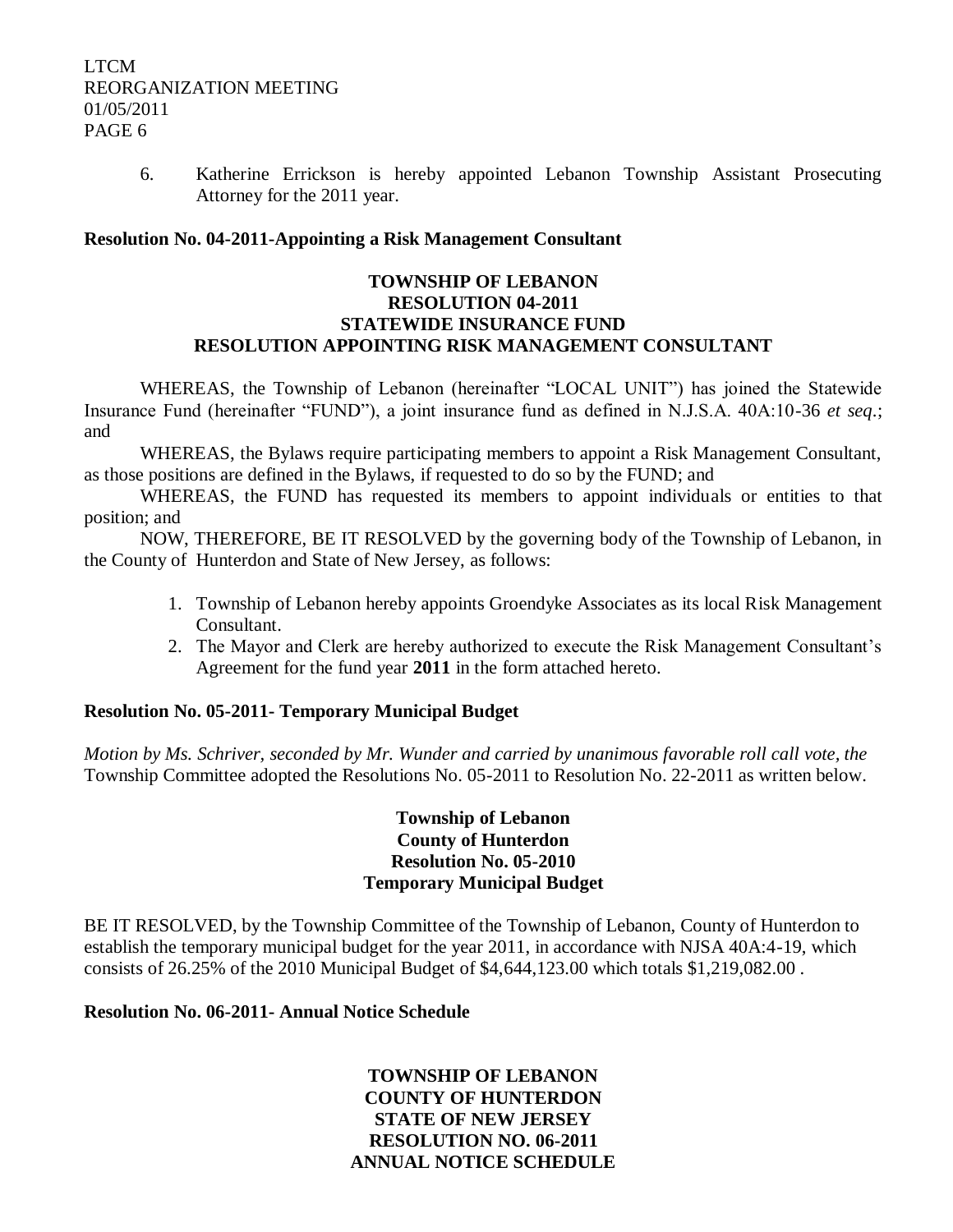6. Katherine Errickson is hereby appointed Lebanon Township Assistant Prosecuting Attorney for the 2011 year.

**Resolution No. 04-2011-Appointing a Risk Management Consultant**

**TOWNSHIP OF LEBANON**
**RESOLUTION 04-2011**
**STATEWIDE INSURANCE FUND**
**RESOLUTION APPOINTING RISK MANAGEMENT CONSULTANT**

WHEREAS, the Township of Lebanon (hereinafter "LOCAL UNIT") has joined the Statewide Insurance Fund (hereinafter "FUND"), a joint insurance fund as defined in N.J.S.A. 40A:10-36 *et seq*.; and

WHEREAS, the Bylaws require participating members to appoint a Risk Management Consultant, as those positions are defined in the Bylaws, if requested to do so by the FUND; and

WHEREAS, the FUND has requested its members to appoint individuals or entities to that position; and

NOW, THEREFORE, BE IT RESOLVED by the governing body of the Township of Lebanon, in the County of Hunterdon and State of New Jersey, as follows:

1. Township of Lebanon hereby appoints Groendyke Associates as its local Risk Management Consultant.
2. The Mayor and Clerk are hereby authorized to execute the Risk Management Consultant's Agreement for the fund year **2011** in the form attached hereto.

**Resolution No. 05-2011- Temporary Municipal Budget**

*Motion by Ms. Schriver, seconded by Mr. Wunder and carried by unanimous favorable roll call vote, the* Township Committee adopted the Resolutions No. 05-2011 to Resolution No. 22-2011 as written below.

**Township of Lebanon**
**County of Hunterdon**
**Resolution No. 05-2010**
**Temporary Municipal Budget**

BE IT RESOLVED, by the Township Committee of the Township of Lebanon, County of Hunterdon to establish the temporary municipal budget for the year 2011, in accordance with NJSA 40A:4-19, which consists of 26.25% of the 2010 Municipal Budget of $4,644,123.00 which totals $1,219,082.00 .

**Resolution No. 06-2011- Annual Notice Schedule**

**TOWNSHIP OF LEBANON**
**COUNTY OF HUNTERDON**
**STATE OF NEW JERSEY**
**RESOLUTION NO. 06-2011**
**ANNUAL NOTICE SCHEDULE**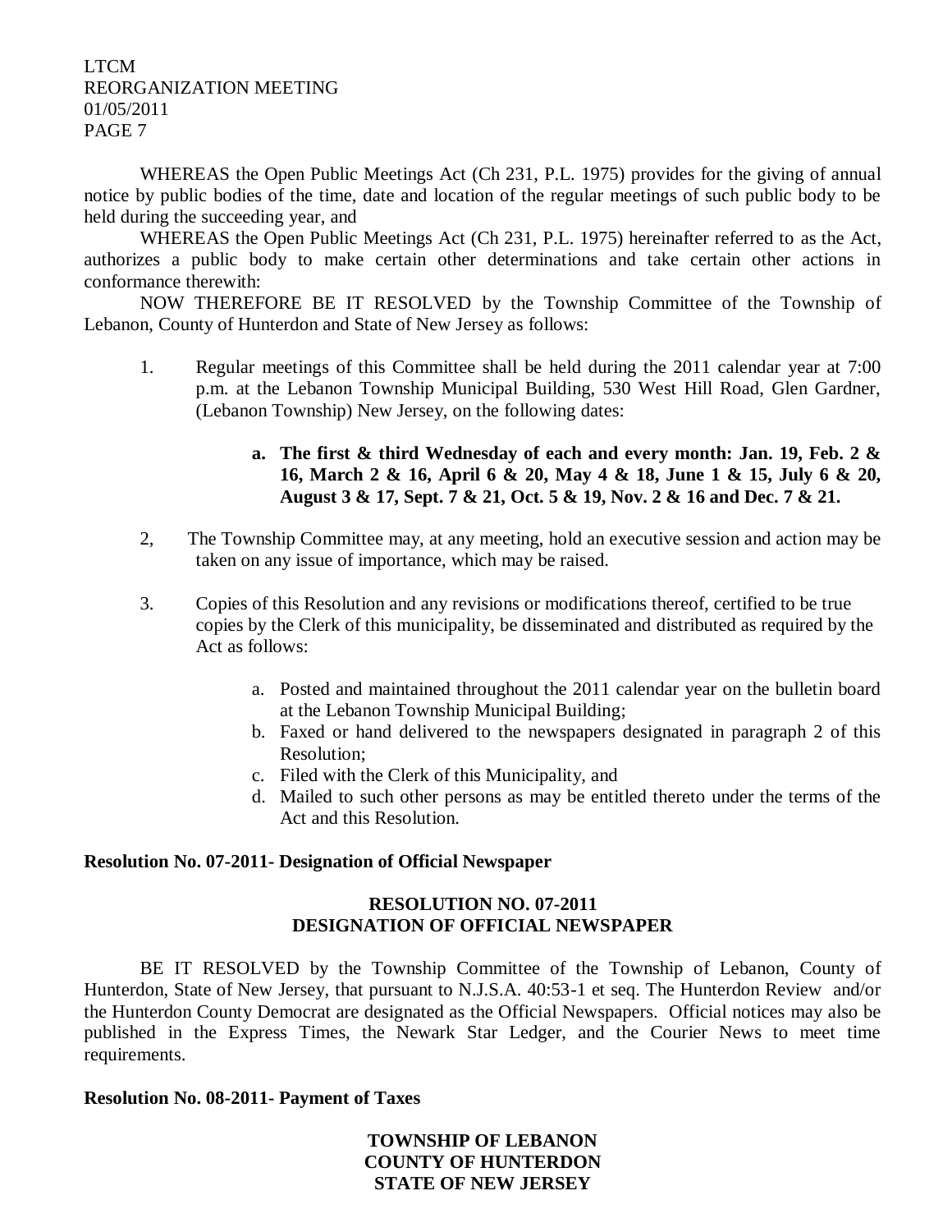WHEREAS the Open Public Meetings Act (Ch 231, P.L. 1975) provides for the giving of annual notice by public bodies of the time, date and location of the regular meetings of such public body to be held during the succeeding year, and

WHEREAS the Open Public Meetings Act (Ch 231, P.L. 1975) hereinafter referred to as the Act, authorizes a public body to make certain other determinations and take certain other actions in conformance therewith:

NOW THEREFORE BE IT RESOLVED by the Township Committee of the Township of Lebanon, County of Hunterdon and State of New Jersey as follows:

1. Regular meetings of this Committee shall be held during the 2011 calendar year at 7:00 p.m. at the Lebanon Township Municipal Building, 530 West Hill Road, Glen Gardner, (Lebanon Township) New Jersey, on the following dates:

   a. **The first & third Wednesday of each and every month: Jan. 19, Feb. 2 & 16, March 2 & 16, April 6 & 20, May 4 & 18, June 1 & 15, July 6 & 20, August 3 & 17, Sept. 7 & 21, Oct. 5 & 19, Nov. 2 & 16 and Dec. 7 & 21.**

2, The Township Committee may, at any meeting, hold an executive session and action may be taken on any issue of importance, which may be raised.

3. Copies of this Resolution and any revisions or modifications thereof, certified to be true copies by the Clerk of this municipality, be disseminated and distributed as required by the Act as follows:

   a. Posted and maintained throughout the 2011 calendar year on the bulletin board at the Lebanon Township Municipal Building;
   b. Faxed or hand delivered to the newspapers designated in paragraph 2 of this Resolution;
   c. Filed with the Clerk of this Municipality, and
   d. Mailed to such other persons as may be entitled thereto under the terms of the Act and this Resolution.

**Resolution No. 07-2011- Designation of Official Newspaper**

**RESOLUTION NO. 07-2011**
**DESIGNATION OF OFFICIAL NEWSPAPER**

BE IT RESOLVED by the Township Committee of the Township of Lebanon, County of Hunterdon, State of New Jersey, that pursuant to N.J.S.A. 40:53-1 et seq. The Hunterdon Review and/or the Hunterdon County Democrat are designated as the Official Newspapers. Official notices may also be published in the Express Times, the Newark Star Ledger, and the Courier News to meet time requirements.

**Resolution No. 08-2011- Payment of Taxes**

**TOWNSHIP OF LEBANON**
**COUNTY OF HUNTERDON**
**STATE OF NEW JERSEY**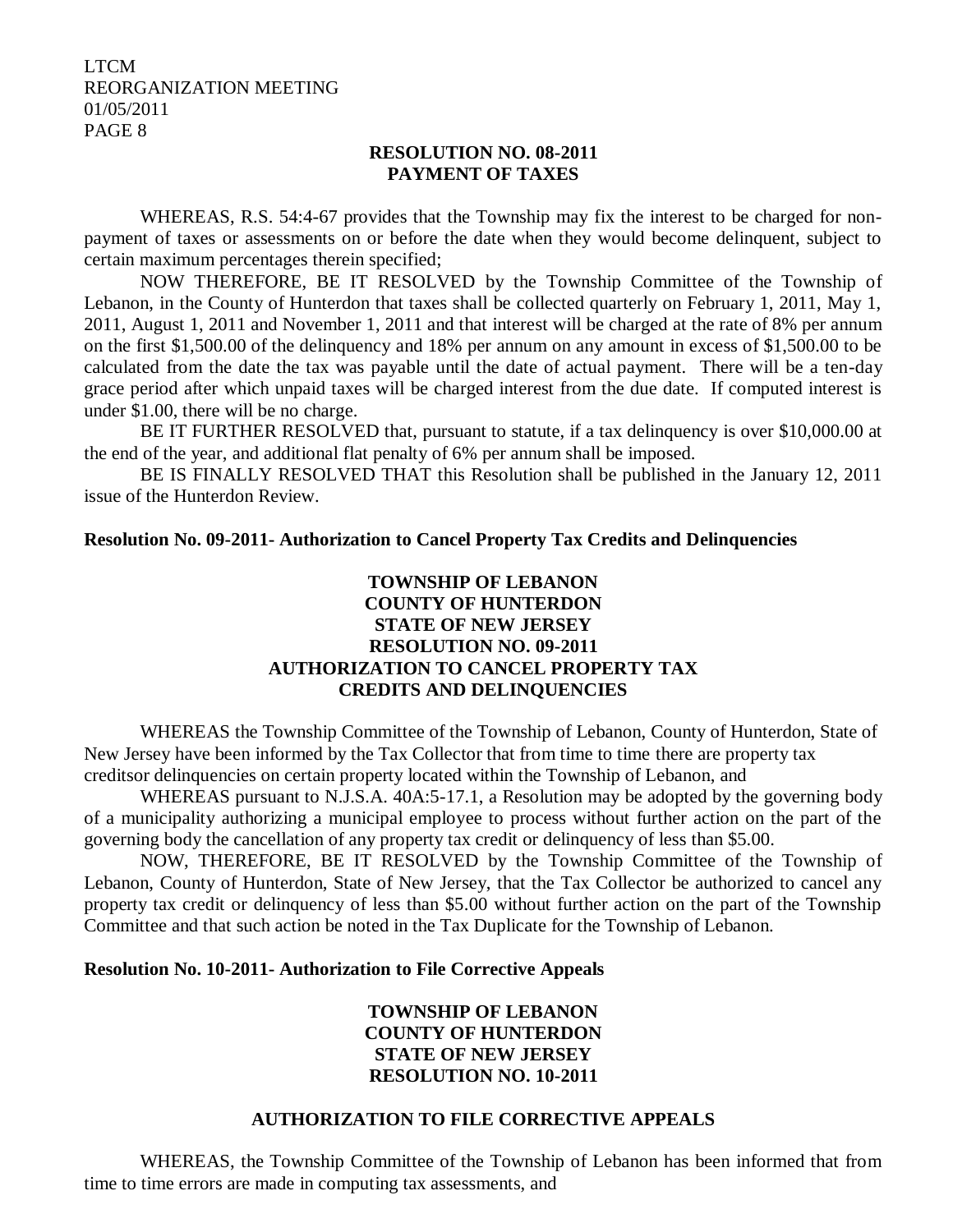**RESOLUTION NO. 08-2011**
**PAYMENT OF TAXES**

WHEREAS, R.S. 54:4-67 provides that the Township may fix the interest to be charged for non-payment of taxes or assessments on or before the date when they would become delinquent, subject to certain maximum percentages therein specified;

NOW THEREFORE, BE IT RESOLVED by the Township Committee of the Township of Lebanon, in the County of Hunterdon that taxes shall be collected quarterly on February 1, 2011, May 1, 2011, August 1, 2011 and November 1, 2011 and that interest will be charged at the rate of 8% per annum on the first $1,500.00 of the delinquency and 18% per annum on any amount in excess of $1,500.00 to be calculated from the date the tax was payable until the date of actual payment. There will be a ten-day grace period after which unpaid taxes will be charged interest from the due date. If computed interest is under $1.00, there will be no charge.

BE IT FURTHER RESOLVED that, pursuant to statute, if a tax delinquency is over $10,000.00 at the end of the year, and additional flat penalty of 6% per annum shall be imposed.

BE IS FINALLY RESOLVED THAT this Resolution shall be published in the January 12, 2011 issue of the Hunterdon Review.

**Resolution No. 09-2011- Authorization to Cancel Property Tax Credits and Delinquencies**

**TOWNSHIP OF LEBANON**
**COUNTY OF HUNTERDON**
**STATE OF NEW JERSEY**
**RESOLUTION NO. 09-2011**
**AUTHORIZATION TO CANCEL PROPERTY TAX CREDITS AND DELINQUENCIES**

WHEREAS the Township Committee of the Township of Lebanon, County of Hunterdon, State of New Jersey have been informed by the Tax Collector that from time to time there are property tax creditsor delinquencies on certain property located within the Township of Lebanon, and

WHEREAS pursuant to N.J.S.A. 40A:5-17.1, a Resolution may be adopted by the governing body of a municipality authorizing a municipal employee to process without further action on the part of the governing body the cancellation of any property tax credit or delinquency of less than $5.00.

NOW, THEREFORE, BE IT RESOLVED by the Township Committee of the Township of Lebanon, County of Hunterdon, State of New Jersey, that the Tax Collector be authorized to cancel any property tax credit or delinquency of less than $5.00 without further action on the part of the Township Committee and that such action be noted in the Tax Duplicate for the Township of Lebanon.

**Resolution No. 10-2011- Authorization to File Corrective Appeals**

**TOWNSHIP OF LEBANON**
**COUNTY OF HUNTERDON**
**STATE OF NEW JERSEY**
**RESOLUTION NO. 10-2011**

**AUTHORIZATION TO FILE CORRECTIVE APPEALS**

WHEREAS, the Township Committee of the Township of Lebanon has been informed that from time to time errors are made in computing tax assessments, and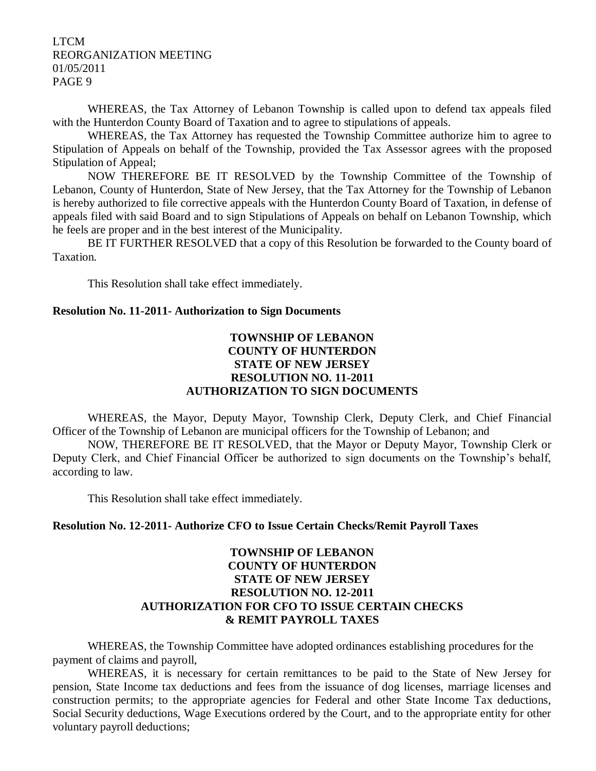WHEREAS, the Tax Attorney of Lebanon Township is called upon to defend tax appeals filed with the Hunterdon County Board of Taxation and to agree to stipulations of appeals.

WHEREAS, the Tax Attorney has requested the Township Committee authorize him to agree to Stipulation of Appeals on behalf of the Township, provided the Tax Assessor agrees with the proposed Stipulation of Appeal;

NOW THEREFORE BE IT RESOLVED by the Township Committee of the Township of Lebanon, County of Hunterdon, State of New Jersey, that the Tax Attorney for the Township of Lebanon is hereby authorized to file corrective appeals with the Hunterdon County Board of Taxation, in defense of appeals filed with said Board and to sign Stipulations of Appeals on behalf on Lebanon Township, which he feels are proper and in the best interest of the Municipality.

BE IT FURTHER RESOLVED that a copy of this Resolution be forwarded to the County board of Taxation.

This Resolution shall take effect immediately.

**Resolution No. 11-2011- Authorization to Sign Documents**

**TOWNSHIP OF LEBANON**
**COUNTY OF HUNTERDON**
**STATE OF NEW JERSEY**
**RESOLUTION NO. 11-2011**
**AUTHORIZATION TO SIGN DOCUMENTS**

WHEREAS, the Mayor, Deputy Mayor, Township Clerk, Deputy Clerk, and Chief Financial Officer of the Township of Lebanon are municipal officers for the Township of Lebanon; and

NOW, THEREFORE BE IT RESOLVED, that the Mayor or Deputy Mayor, Township Clerk or Deputy Clerk, and Chief Financial Officer be authorized to sign documents on the Township's behalf, according to law.

This Resolution shall take effect immediately.

**Resolution No. 12-2011- Authorize CFO to Issue Certain Checks/Remit Payroll Taxes**

**TOWNSHIP OF LEBANON**
**COUNTY OF HUNTERDON**
**STATE OF NEW JERSEY**
**RESOLUTION NO. 12-2011**
**AUTHORIZATION FOR CFO TO ISSUE CERTAIN CHECKS & REMIT PAYROLL TAXES**

WHEREAS, the Township Committee have adopted ordinances establishing procedures for the payment of claims and payroll,

WHEREAS, it is necessary for certain remittances to be paid to the State of New Jersey for pension, State Income tax deductions and fees from the issuance of dog licenses, marriage licenses and construction permits; to the appropriate agencies for Federal and other State Income Tax deductions, Social Security deductions, Wage Executions ordered by the Court, and to the appropriate entity for other voluntary payroll deductions;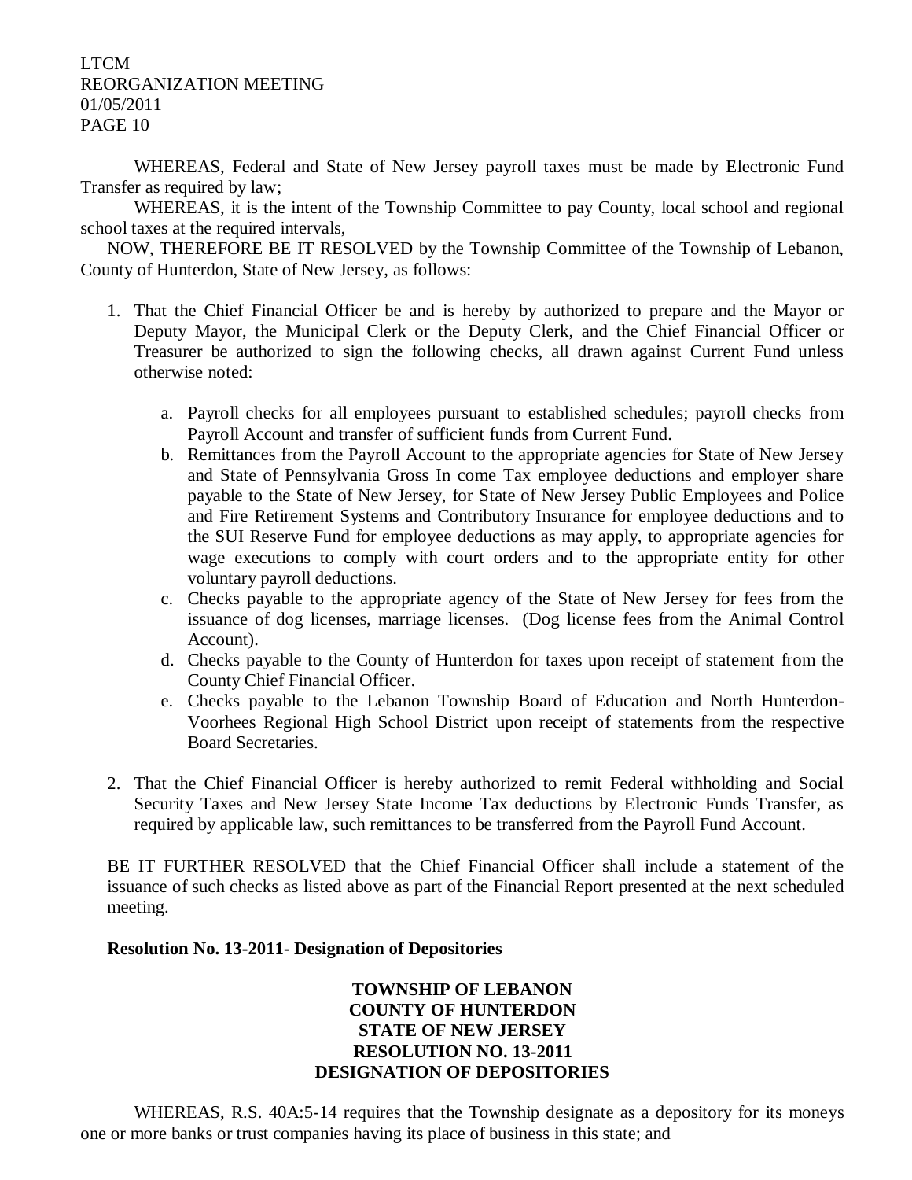WHEREAS, Federal and State of New Jersey payroll taxes must be made by Electronic Fund Transfer as required by law;

WHEREAS, it is the intent of the Township Committee to pay County, local school and regional school taxes at the required intervals,

NOW, THEREFORE BE IT RESOLVED by the Township Committee of the Township of Lebanon, County of Hunterdon, State of New Jersey, as follows:

1. That the Chief Financial Officer be and is hereby by authorized to prepare and the Mayor or Deputy Mayor, the Municipal Clerk or the Deputy Clerk, and the Chief Financial Officer or Treasurer be authorized to sign the following checks, all drawn against Current Fund unless otherwise noted:

    a. Payroll checks for all employees pursuant to established schedules; payroll checks from Payroll Account and transfer of sufficient funds from Current Fund.
    b. Remittances from the Payroll Account to the appropriate agencies for State of New Jersey and State of Pennsylvania Gross In come Tax employee deductions and employer share payable to the State of New Jersey, for State of New Jersey Public Employees and Police and Fire Retirement Systems and Contributory Insurance for employee deductions and to the SUI Reserve Fund for employee deductions as may apply, to appropriate agencies for wage executions to comply with court orders and to the appropriate entity for other voluntary payroll deductions.
    c. Checks payable to the appropriate agency of the State of New Jersey for fees from the issuance of dog licenses, marriage licenses. (Dog license fees from the Animal Control Account).
    d. Checks payable to the County of Hunterdon for taxes upon receipt of statement from the County Chief Financial Officer.
    e. Checks payable to the Lebanon Township Board of Education and North Hunterdon-Voorhees Regional High School District upon receipt of statements from the respective Board Secretaries.

2. That the Chief Financial Officer is hereby authorized to remit Federal withholding and Social Security Taxes and New Jersey State Income Tax deductions by Electronic Funds Transfer, as required by applicable law, such remittances to be transferred from the Payroll Fund Account.

BE IT FURTHER RESOLVED that the Chief Financial Officer shall include a statement of the issuance of such checks as listed above as part of the Financial Report presented at the next scheduled meeting.

**Resolution No. 13-2011- Designation of Depositories**

**TOWNSHIP OF LEBANON**
**COUNTY OF HUNTERDON**
**STATE OF NEW JERSEY**
**RESOLUTION NO. 13-2011**
**DESIGNATION OF DEPOSITORIES**

WHEREAS, R.S. 40A:5-14 requires that the Township designate as a depository for its moneys one or more banks or trust companies having its place of business in this state; and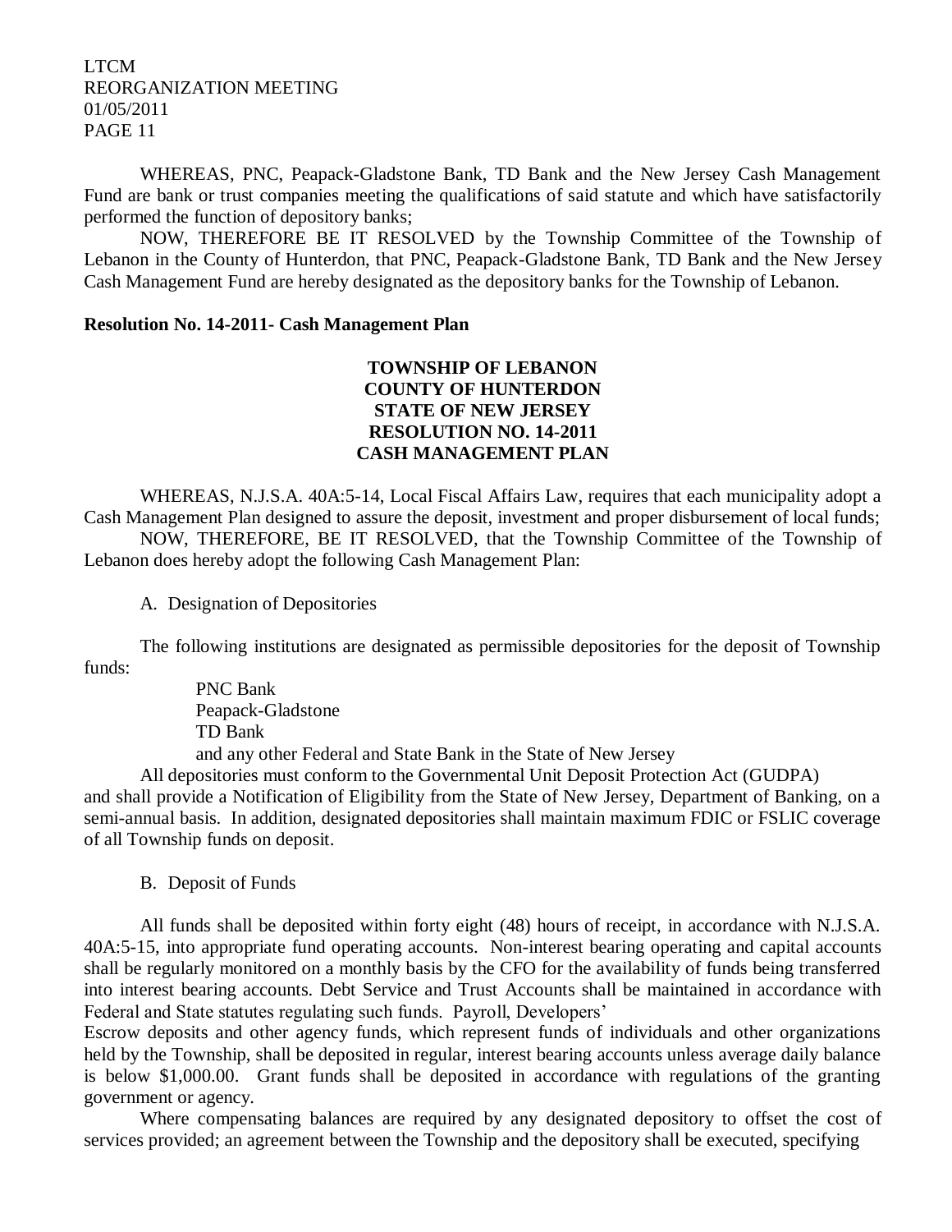WHEREAS, PNC, Peapack-Gladstone Bank, TD Bank and the New Jersey Cash Management Fund are bank or trust companies meeting the qualifications of said statute and which have satisfactorily performed the function of depository banks;

NOW, THEREFORE BE IT RESOLVED by the Township Committee of the Township of Lebanon in the County of Hunterdon, that PNC, Peapack-Gladstone Bank, TD Bank and the New Jersey Cash Management Fund are hereby designated as the depository banks for the Township of Lebanon.

**Resolution No. 14-2011- Cash Management Plan**

**TOWNSHIP OF LEBANON**
**COUNTY OF HUNTERDON**
**STATE OF NEW JERSEY**
**RESOLUTION NO. 14-2011**
**CASH MANAGEMENT PLAN**

WHEREAS, N.J.S.A. 40A:5-14, Local Fiscal Affairs Law, requires that each municipality adopt a Cash Management Plan designed to assure the deposit, investment and proper disbursement of local funds;

NOW, THEREFORE, BE IT RESOLVED, that the Township Committee of the Township of Lebanon does hereby adopt the following Cash Management Plan:

A. Designation of Depositories

The following institutions are designated as permissible depositories for the deposit of Township funds:

PNC Bank
Peapack-Gladstone
TD Bank
and any other Federal and State Bank in the State of New Jersey

All depositories must conform to the Governmental Unit Deposit Protection Act (GUDPA) and shall provide a Notification of Eligibility from the State of New Jersey, Department of Banking, on a semi-annual basis. In addition, designated depositories shall maintain maximum FDIC or FSLIC coverage of all Township funds on deposit.

B. Deposit of Funds

All funds shall be deposited within forty eight (48) hours of receipt, in accordance with N.J.S.A. 40A:5-15, into appropriate fund operating accounts. Non-interest bearing operating and capital accounts shall be regularly monitored on a monthly basis by the CFO for the availability of funds being transferred into interest bearing accounts. Debt Service and Trust Accounts shall be maintained in accordance with Federal and State statutes regulating such funds. Payroll, Developers' Escrow deposits and other agency funds, which represent funds of individuals and other organizations held by the Township, shall be deposited in regular, interest bearing accounts unless average daily balance is below $1,000.00. Grant funds shall be deposited in accordance with regulations of the granting government or agency.

Where compensating balances are required by any designated depository to offset the cost of services provided; an agreement between the Township and the depository shall be executed, specifying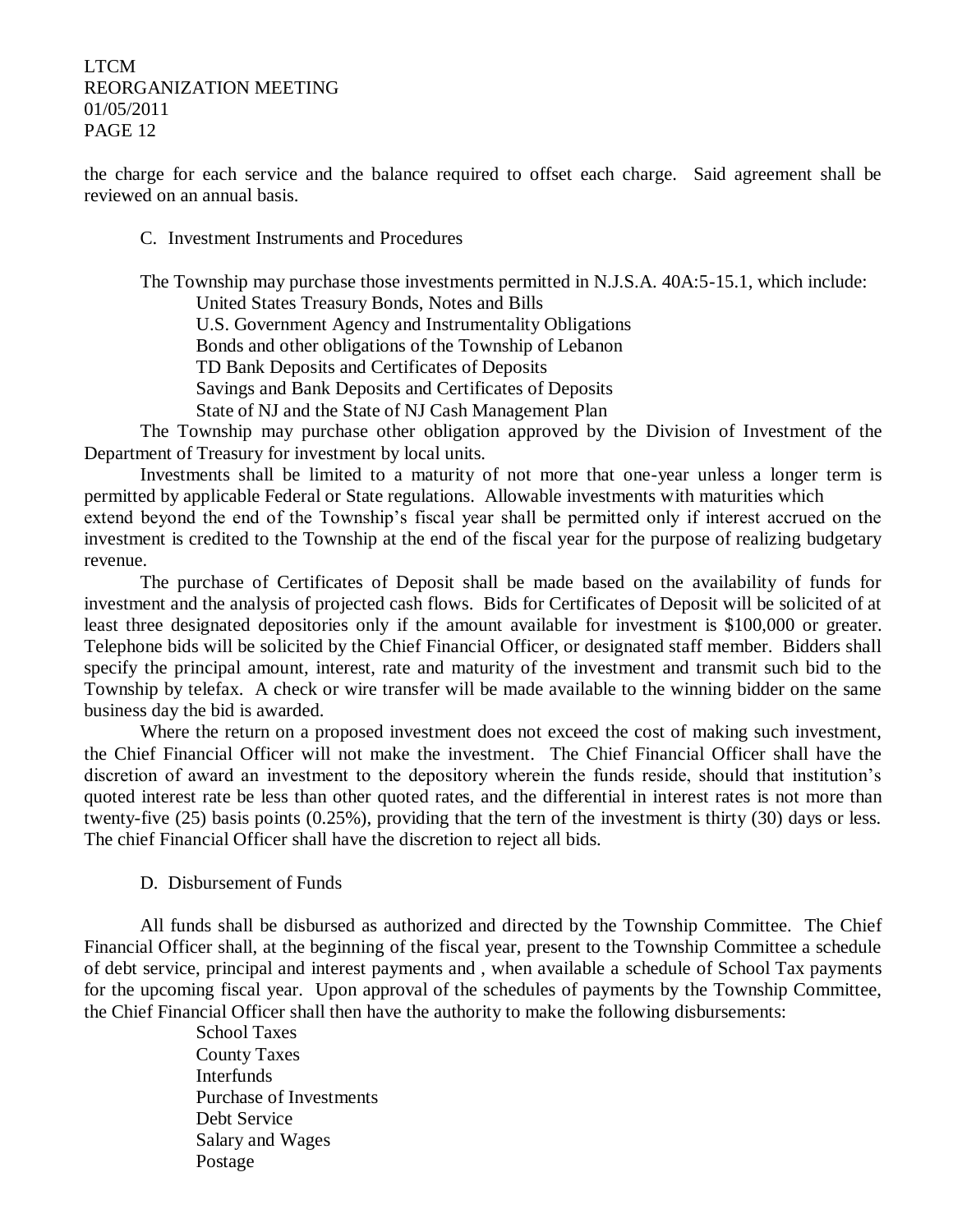the charge for each service and the balance required to offset each charge. Said agreement shall be reviewed on an annual basis.

C. Investment Instruments and Procedures

The Township may purchase those investments permitted in N.J.S.A. 40A:5-15.1, which include:

United States Treasury Bonds, Notes and Bills
U.S. Government Agency and Instrumentality Obligations
Bonds and other obligations of the Township of Lebanon
TD Bank Deposits and Certificates of Deposits
Savings and Bank Deposits and Certificates of Deposits
State of NJ and the State of NJ Cash Management Plan

The Township may purchase other obligation approved by the Division of Investment of the Department of Treasury for investment by local units.

Investments shall be limited to a maturity of not more that one-year unless a longer term is permitted by applicable Federal or State regulations. Allowable investments with maturities which extend beyond the end of the Township's fiscal year shall be permitted only if interest accrued on the investment is credited to the Township at the end of the fiscal year for the purpose of realizing budgetary revenue.

The purchase of Certificates of Deposit shall be made based on the availability of funds for investment and the analysis of projected cash flows. Bids for Certificates of Deposit will be solicited of at least three designated depositories only if the amount available for investment is $100,000 or greater. Telephone bids will be solicited by the Chief Financial Officer, or designated staff member. Bidders shall specify the principal amount, interest, rate and maturity of the investment and transmit such bid to the Township by telefax. A check or wire transfer will be made available to the winning bidder on the same business day the bid is awarded.

Where the return on a proposed investment does not exceed the cost of making such investment, the Chief Financial Officer will not make the investment. The Chief Financial Officer shall have the discretion of award an investment to the depository wherein the funds reside, should that institution's quoted interest rate be less than other quoted rates, and the differential in interest rates is not more than twenty-five (25) basis points (0.25%), providing that the tern of the investment is thirty (30) days or less. The chief Financial Officer shall have the discretion to reject all bids.

D. Disbursement of Funds

All funds shall be disbursed as authorized and directed by the Township Committee. The Chief Financial Officer shall, at the beginning of the fiscal year, present to the Township Committee a schedule of debt service, principal and interest payments and , when available a schedule of School Tax payments for the upcoming fiscal year. Upon approval of the schedules of payments by the Township Committee, the Chief Financial Officer shall then have the authority to make the following disbursements:

School Taxes
County Taxes
Interfunds
Purchase of Investments
Debt Service
Salary and Wages
Postage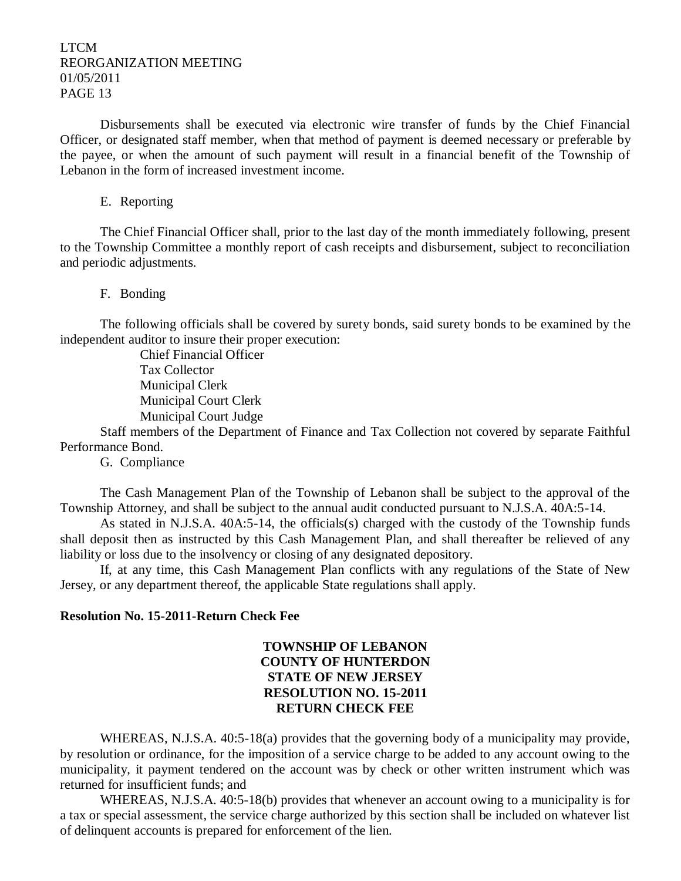Disbursements shall be executed via electronic wire transfer of funds by the Chief Financial Officer, or designated staff member, when that method of payment is deemed necessary or preferable by the payee, or when the amount of such payment will result in a financial benefit of the Township of Lebanon in the form of increased investment income.

E. Reporting

The Chief Financial Officer shall, prior to the last day of the month immediately following, present to the Township Committee a monthly report of cash receipts and disbursement, subject to reconciliation and periodic adjustments.

F. Bonding

The following officials shall be covered by surety bonds, said surety bonds to be examined by the independent auditor to insure their proper execution:

Chief Financial Officer
Tax Collector
Municipal Clerk
Municipal Court Clerk
Municipal Court Judge

Staff members of the Department of Finance and Tax Collection not covered by separate Faithful Performance Bond.

G. Compliance

The Cash Management Plan of the Township of Lebanon shall be subject to the approval of the Township Attorney, and shall be subject to the annual audit conducted pursuant to N.J.S.A. 40A:5-14.

As stated in N.J.S.A. 40A:5-14, the officials(s) charged with the custody of the Township funds shall deposit then as instructed by this Cash Management Plan, and shall thereafter be relieved of any liability or loss due to the insolvency or closing of any designated depository.

If, at any time, this Cash Management Plan conflicts with any regulations of the State of New Jersey, or any department thereof, the applicable State regulations shall apply.

**Resolution No. 15-2011-Return Check Fee**

**TOWNSHIP OF LEBANON**
**COUNTY OF HUNTERDON**
**STATE OF NEW JERSEY**
**RESOLUTION NO. 15-2011**
**RETURN CHECK FEE**

WHEREAS, N.J.S.A. 40:5-18(a) provides that the governing body of a municipality may provide, by resolution or ordinance, for the imposition of a service charge to be added to any account owing to the municipality, it payment tendered on the account was by check or other written instrument which was returned for insufficient funds; and

WHEREAS, N.J.S.A. 40:5-18(b) provides that whenever an account owing to a municipality is for a tax or special assessment, the service charge authorized by this section shall be included on whatever list of delinquent accounts is prepared for enforcement of the lien.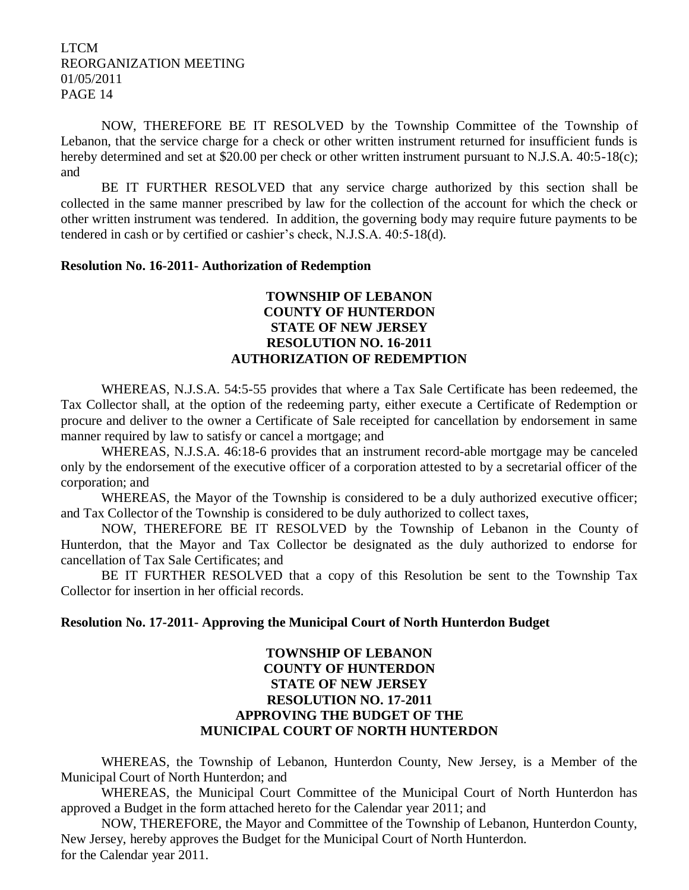NOW, THEREFORE BE IT RESOLVED by the Township Committee of the Township of Lebanon, that the service charge for a check or other written instrument returned for insufficient funds is hereby determined and set at $20.00 per check or other written instrument pursuant to N.J.S.A. 40:5-18(c); and

BE IT FURTHER RESOLVED that any service charge authorized by this section shall be collected in the same manner prescribed by law for the collection of the account for which the check or other written instrument was tendered. In addition, the governing body may require future payments to be tendered in cash or by certified or cashier's check, N.J.S.A. 40:5-18(d).

**Resolution No. 16-2011- Authorization of Redemption**

**TOWNSHIP OF LEBANON**
**COUNTY OF HUNTERDON**
**STATE OF NEW JERSEY**
**RESOLUTION NO. 16-2011**
**AUTHORIZATION OF REDEMPTION**

WHEREAS, N.J.S.A. 54:5-55 provides that where a Tax Sale Certificate has been redeemed, the Tax Collector shall, at the option of the redeeming party, either execute a Certificate of Redemption or procure and deliver to the owner a Certificate of Sale receipted for cancellation by endorsement in same manner required by law to satisfy or cancel a mortgage; and

WHEREAS, N.J.S.A. 46:18-6 provides that an instrument record-able mortgage may be canceled only by the endorsement of the executive officer of a corporation attested to by a secretarial officer of the corporation; and

WHEREAS, the Mayor of the Township is considered to be a duly authorized executive officer; and Tax Collector of the Township is considered to be duly authorized to collect taxes,

NOW, THEREFORE BE IT RESOLVED by the Township of Lebanon in the County of Hunterdon, that the Mayor and Tax Collector be designated as the duly authorized to endorse for cancellation of Tax Sale Certificates; and

BE IT FURTHER RESOLVED that a copy of this Resolution be sent to the Township Tax Collector for insertion in her official records.

**Resolution No. 17-2011- Approving the Municipal Court of North Hunterdon Budget**

**TOWNSHIP OF LEBANON**
**COUNTY OF HUNTERDON**
**STATE OF NEW JERSEY**
**RESOLUTION NO. 17-2011**
**APPROVING THE BUDGET OF THE**
**MUNICIPAL COURT OF NORTH HUNTERDON**

WHEREAS, the Township of Lebanon, Hunterdon County, New Jersey, is a Member of the Municipal Court of North Hunterdon; and

WHEREAS, the Municipal Court Committee of the Municipal Court of North Hunterdon has approved a Budget in the form attached hereto for the Calendar year 2011; and

NOW, THEREFORE, the Mayor and Committee of the Township of Lebanon, Hunterdon County, New Jersey, hereby approves the Budget for the Municipal Court of North Hunterdon.
for the Calendar year 2011.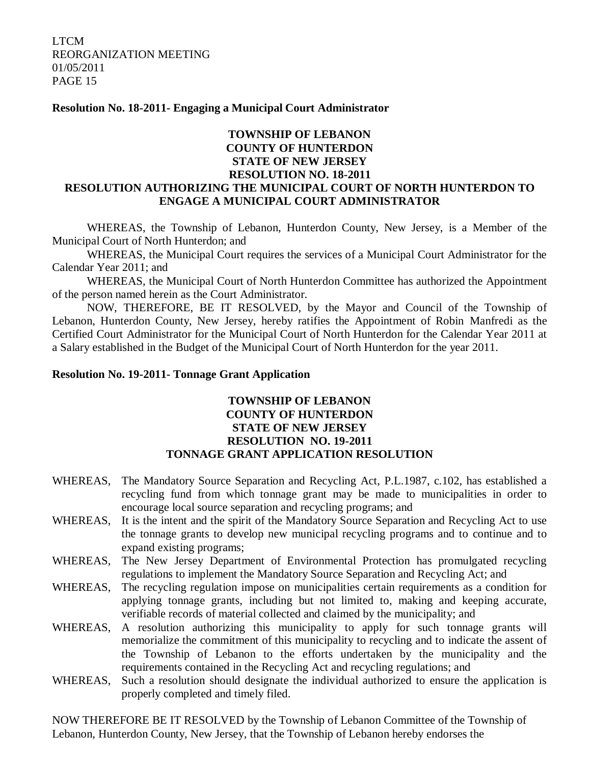**Resolution No. 18-2011- Engaging a Municipal Court Administrator**

**TOWNSHIP OF LEBANON**
**COUNTY OF HUNTERDON**
**STATE OF NEW JERSEY**
**RESOLUTION NO. 18-2011**
**RESOLUTION AUTHORIZING THE MUNICIPAL COURT OF NORTH HUNTERDON TO ENGAGE A MUNICIPAL COURT ADMINISTRATOR**

WHEREAS, the Township of Lebanon, Hunterdon County, New Jersey, is a Member of the Municipal Court of North Hunterdon; and

WHEREAS, the Municipal Court requires the services of a Municipal Court Administrator for the Calendar Year 2011; and

WHEREAS, the Municipal Court of North Hunterdon Committee has authorized the Appointment of the person named herein as the Court Administrator.

NOW, THEREFORE, BE IT RESOLVED, by the Mayor and Council of the Township of Lebanon, Hunterdon County, New Jersey, hereby ratifies the Appointment of Robin Manfredi as the Certified Court Administrator for the Municipal Court of North Hunterdon for the Calendar Year 2011 at a Salary established in the Budget of the Municipal Court of North Hunterdon for the year 2011.

**Resolution No. 19-2011- Tonnage Grant Application**

**TOWNSHIP OF LEBANON**
**COUNTY OF HUNTERDON**
**STATE OF NEW JERSEY**
**RESOLUTION NO. 19-2011**
**TONNAGE GRANT APPLICATION RESOLUTION**

WHEREAS, The Mandatory Source Separation and Recycling Act, P.L.1987, c.102, has established a recycling fund from which tonnage grant may be made to municipalities in order to encourage local source separation and recycling programs; and

WHEREAS, It is the intent and the spirit of the Mandatory Source Separation and Recycling Act to use the tonnage grants to develop new municipal recycling programs and to continue and to expand existing programs;

WHEREAS, The New Jersey Department of Environmental Protection has promulgated recycling regulations to implement the Mandatory Source Separation and Recycling Act; and

WHEREAS, The recycling regulation impose on municipalities certain requirements as a condition for applying tonnage grants, including but not limited to, making and keeping accurate, verifiable records of material collected and claimed by the municipality; and

WHEREAS, A resolution authorizing this municipality to apply for such tonnage grants will memorialize the commitment of this municipality to recycling and to indicate the assent of the Township of Lebanon to the efforts undertaken by the municipality and the requirements contained in the Recycling Act and recycling regulations; and

WHEREAS, Such a resolution should designate the individual authorized to ensure the application is properly completed and timely filed.

NOW THEREFORE BE IT RESOLVED by the Township of Lebanon Committee of the Township of Lebanon, Hunterdon County, New Jersey, that the Township of Lebanon hereby endorses the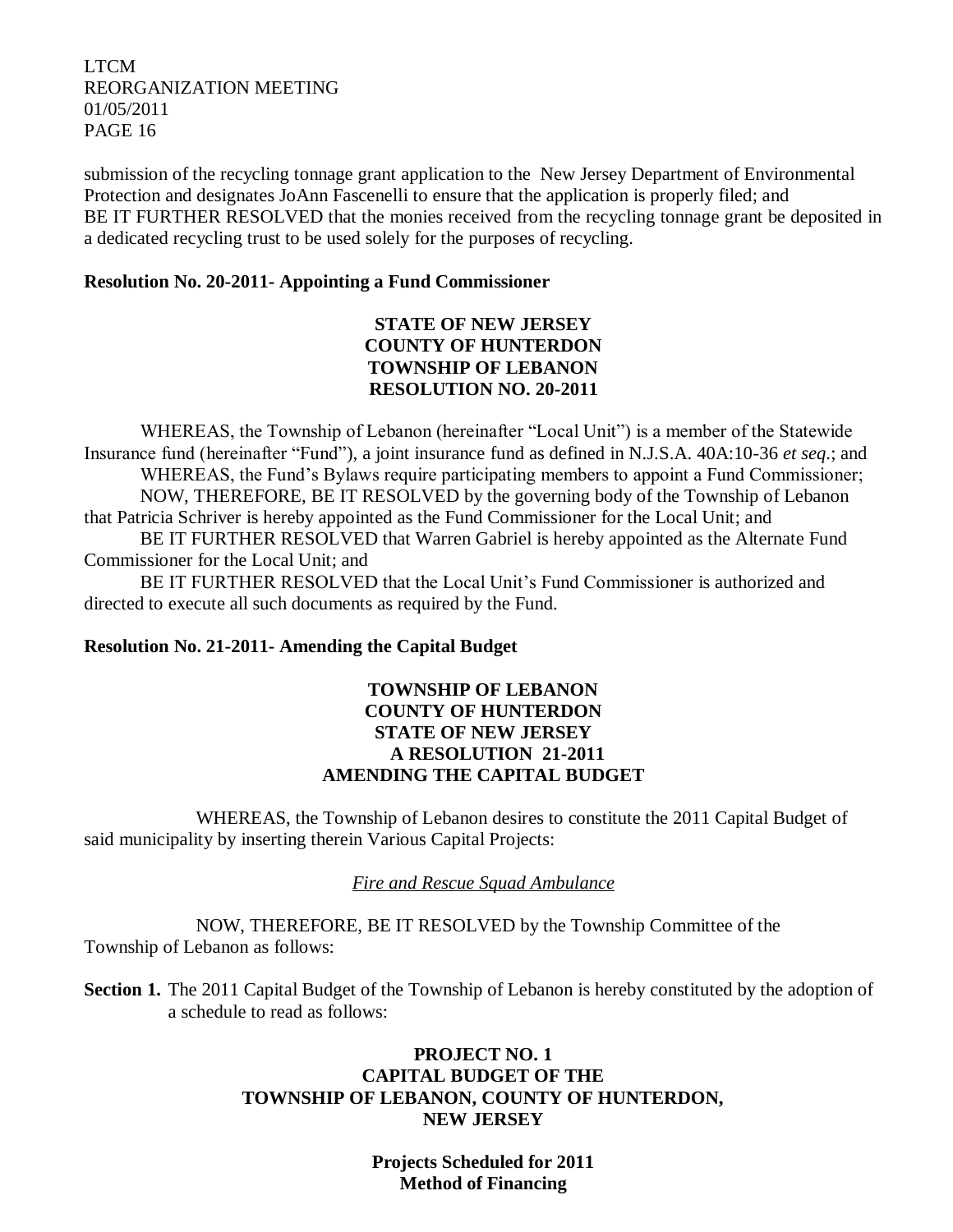submission of the recycling tonnage grant application to the New Jersey Department of Environmental Protection and designates JoAnn Fascenelli to ensure that the application is properly filed; and
BE IT FURTHER RESOLVED that the monies received from the recycling tonnage grant be deposited in a dedicated recycling trust to be used solely for the purposes of recycling.

**Resolution No. 20-2011- Appointing a Fund Commissioner**

**STATE OF NEW JERSEY**
**COUNTY OF HUNTERDON**
**TOWNSHIP OF LEBANON**
**RESOLUTION NO. 20-2011**

WHEREAS, the Township of Lebanon (hereinafter "Local Unit") is a member of the Statewide Insurance fund (hereinafter "Fund"), a joint insurance fund as defined in N.J.S.A. 40A:10-36 *et seq*.; and

WHEREAS, the Fund's Bylaws require participating members to appoint a Fund Commissioner;

NOW, THEREFORE, BE IT RESOLVED by the governing body of the Township of Lebanon that Patricia Schriver is hereby appointed as the Fund Commissioner for the Local Unit; and

BE IT FURTHER RESOLVED that Warren Gabriel is hereby appointed as the Alternate Fund Commissioner for the Local Unit; and

BE IT FURTHER RESOLVED that the Local Unit's Fund Commissioner is authorized and directed to execute all such documents as required by the Fund.

**Resolution No. 21-2011- Amending the Capital Budget**

**TOWNSHIP OF LEBANON**
**COUNTY OF HUNTERDON**
**STATE OF NEW JERSEY**
**A RESOLUTION 21-2011**
**AMENDING THE CAPITAL BUDGET**

WHEREAS, the Township of Lebanon desires to constitute the 2011 Capital Budget of said municipality by inserting therein Various Capital Projects:

*Fire and Rescue Squad Ambulance*

NOW, THEREFORE, BE IT RESOLVED by the Township Committee of the Township of Lebanon as follows:

**Section 1.** The 2011 Capital Budget of the Township of Lebanon is hereby constituted by the adoption of a schedule to read as follows:

**PROJECT NO. 1**
**CAPITAL BUDGET OF THE**
**TOWNSHIP OF LEBANON, COUNTY OF HUNTERDON,**
**NEW JERSEY**

**Projects Scheduled for 2011**
**Method of Financing**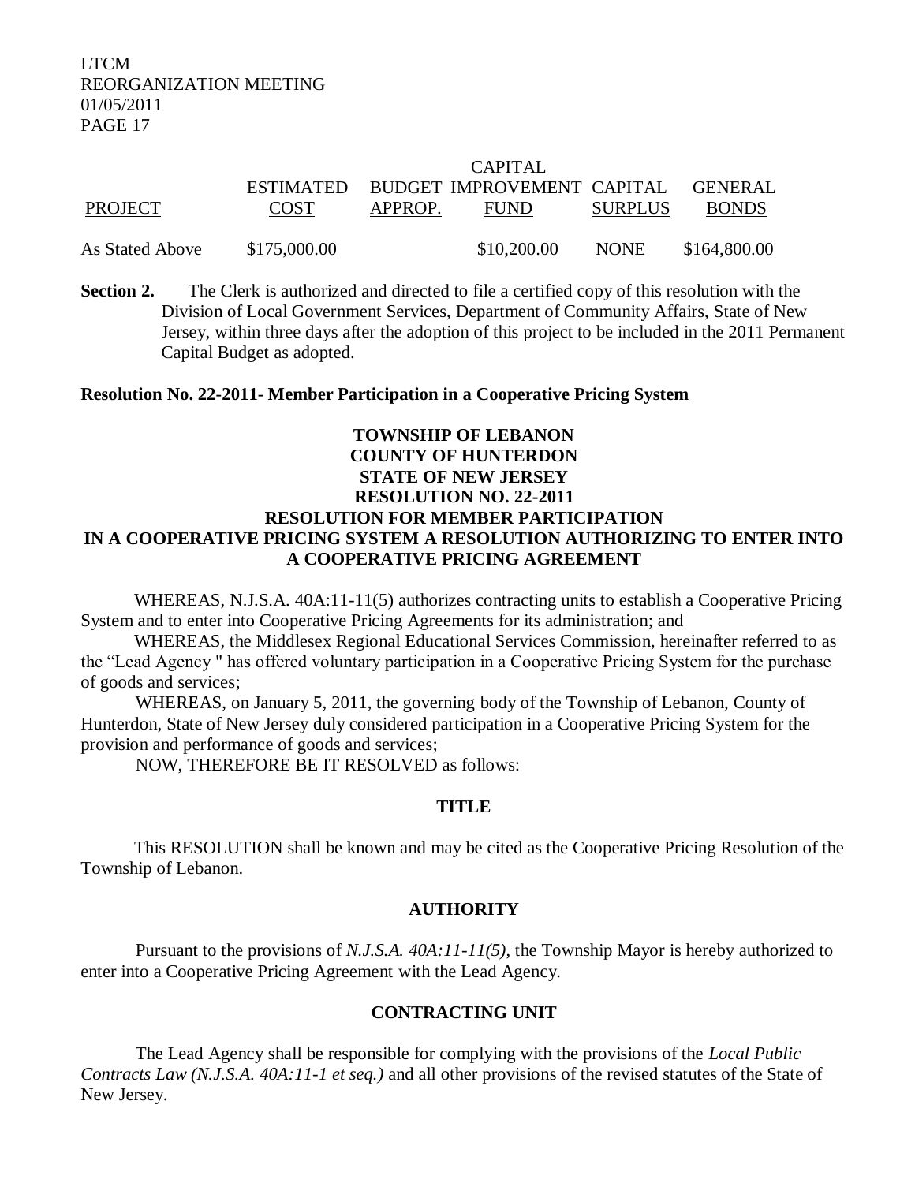| PROJECT | ESTIMATED COST | BUDGET APPROP. | CAPITAL IMPROVEMENT FUND | CAPITAL SURPLUS | GENERAL BONDS |
|---|---|---|---|---|---|
| As Stated Above | $175,000.00 | | $10,200.00 | NONE | $164,800.00 |

**Section 2.** The Clerk is authorized and directed to file a certified copy of this resolution with the Division of Local Government Services, Department of Community Affairs, State of New Jersey, within three days after the adoption of this project to be included in the 2011 Permanent Capital Budget as adopted.

**Resolution No. 22-2011- Member Participation in a Cooperative Pricing System**

**TOWNSHIP OF LEBANON**
**COUNTY OF HUNTERDON**
**STATE OF NEW JERSEY**
**RESOLUTION NO. 22-2011**
**RESOLUTION FOR MEMBER PARTICIPATION IN A COOPERATIVE PRICING SYSTEM A RESOLUTION AUTHORIZING TO ENTER INTO A COOPERATIVE PRICING AGREEMENT**

WHEREAS, N.J.S.A. 40A:11-11(5) authorizes contracting units to establish a Cooperative Pricing System and to enter into Cooperative Pricing Agreements for its administration; and

WHEREAS, the Middlesex Regional Educational Services Commission, hereinafter referred to as the "Lead Agency " has offered voluntary participation in a Cooperative Pricing System for the purchase of goods and services;

WHEREAS, on January 5, 2011, the governing body of the Township of Lebanon, County of Hunterdon, State of New Jersey duly considered participation in a Cooperative Pricing System for the provision and performance of goods and services;

NOW, THEREFORE BE IT RESOLVED as follows:

**TITLE**

This RESOLUTION shall be known and may be cited as the Cooperative Pricing Resolution of the Township of Lebanon.

**AUTHORITY**

Pursuant to the provisions of *N.J.S.A. 40A:11-11(5)*, the Township Mayor is hereby authorized to enter into a Cooperative Pricing Agreement with the Lead Agency.

**CONTRACTING UNIT**

The Lead Agency shall be responsible for complying with the provisions of the *Local Public Contracts Law (N.J.S.A. 40A:11-1 et seq.)* and all other provisions of the revised statutes of the State of New Jersey.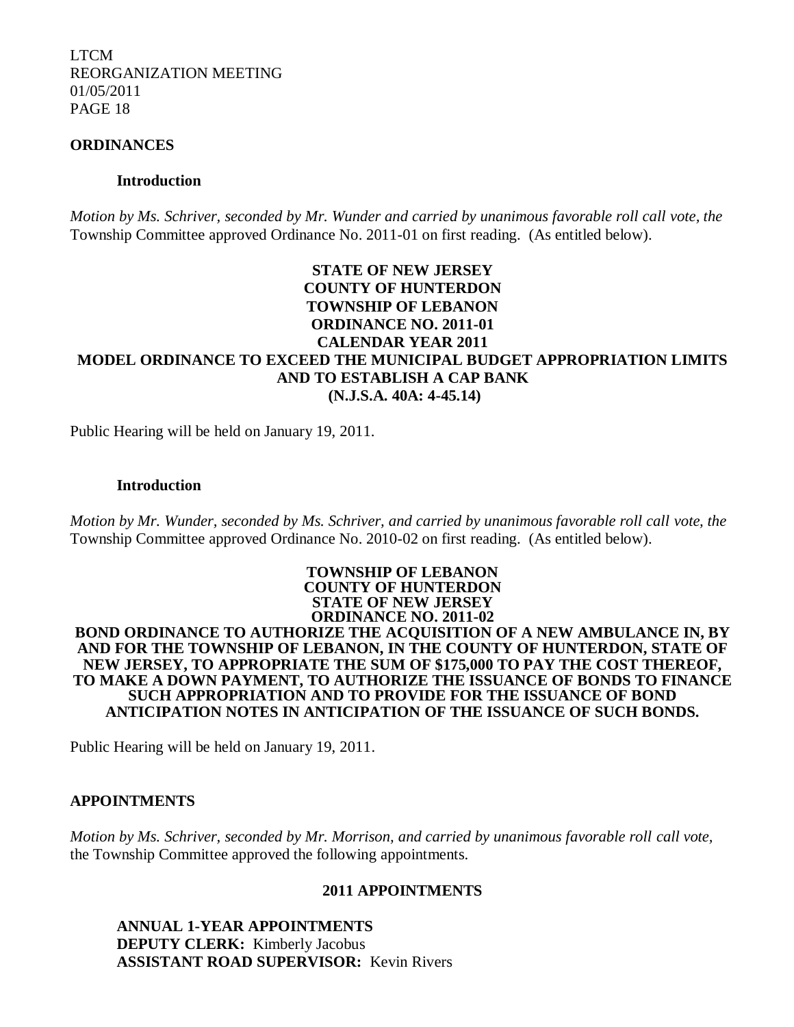## ORDINANCES

### Introduction

*Motion by Ms. Schriver, seconded by Mr. Wunder and carried by unanimous favorable roll call vote, the* Township Committee approved Ordinance No. 2011-01 on first reading. (As entitled below).

**STATE OF NEW JERSEY**
**COUNTY OF HUNTERDON**
**TOWNSHIP OF LEBANON**
**ORDINANCE NO. 2011-01**
**CALENDAR YEAR 2011**
**MODEL ORDINANCE TO EXCEED THE MUNICIPAL BUDGET APPROPRIATION LIMITS AND TO ESTABLISH A CAP BANK**
**(N.J.S.A. 40A: 4-45.14)**

Public Hearing will be held on January 19, 2011.

### Introduction

*Motion by Mr. Wunder, seconded by Ms. Schriver, and carried by unanimous favorable roll call vote, the* Township Committee approved Ordinance No. 2010-02 on first reading. (As entitled below).

**TOWNSHIP OF LEBANON**
**COUNTY OF HUNTERDON**
**STATE OF NEW JERSEY**
**ORDINANCE NO. 2011-02**
**BOND ORDINANCE TO AUTHORIZE THE ACQUISITION OF A NEW AMBULANCE IN, BY AND FOR THE TOWNSHIP OF LEBANON, IN THE COUNTY OF HUNTERDON, STATE OF NEW JERSEY, TO APPROPRIATE THE SUM OF $175,000 TO PAY THE COST THEREOF, TO MAKE A DOWN PAYMENT, TO AUTHORIZE THE ISSUANCE OF BONDS TO FINANCE SUCH APPROPRIATION AND TO PROVIDE FOR THE ISSUANCE OF BOND ANTICIPATION NOTES IN ANTICIPATION OF THE ISSUANCE OF SUCH BONDS.**

Public Hearing will be held on January 19, 2011.

## APPOINTMENTS

*Motion by Ms. Schriver, seconded by Mr. Morrison, and carried by unanimous favorable roll call vote,* the Township Committee approved the following appointments.

**2011 APPOINTMENTS**

**ANNUAL 1-YEAR APPOINTMENTS**
**DEPUTY CLERK:** Kimberly Jacobus
**ASSISTANT ROAD SUPERVISOR:** Kevin Rivers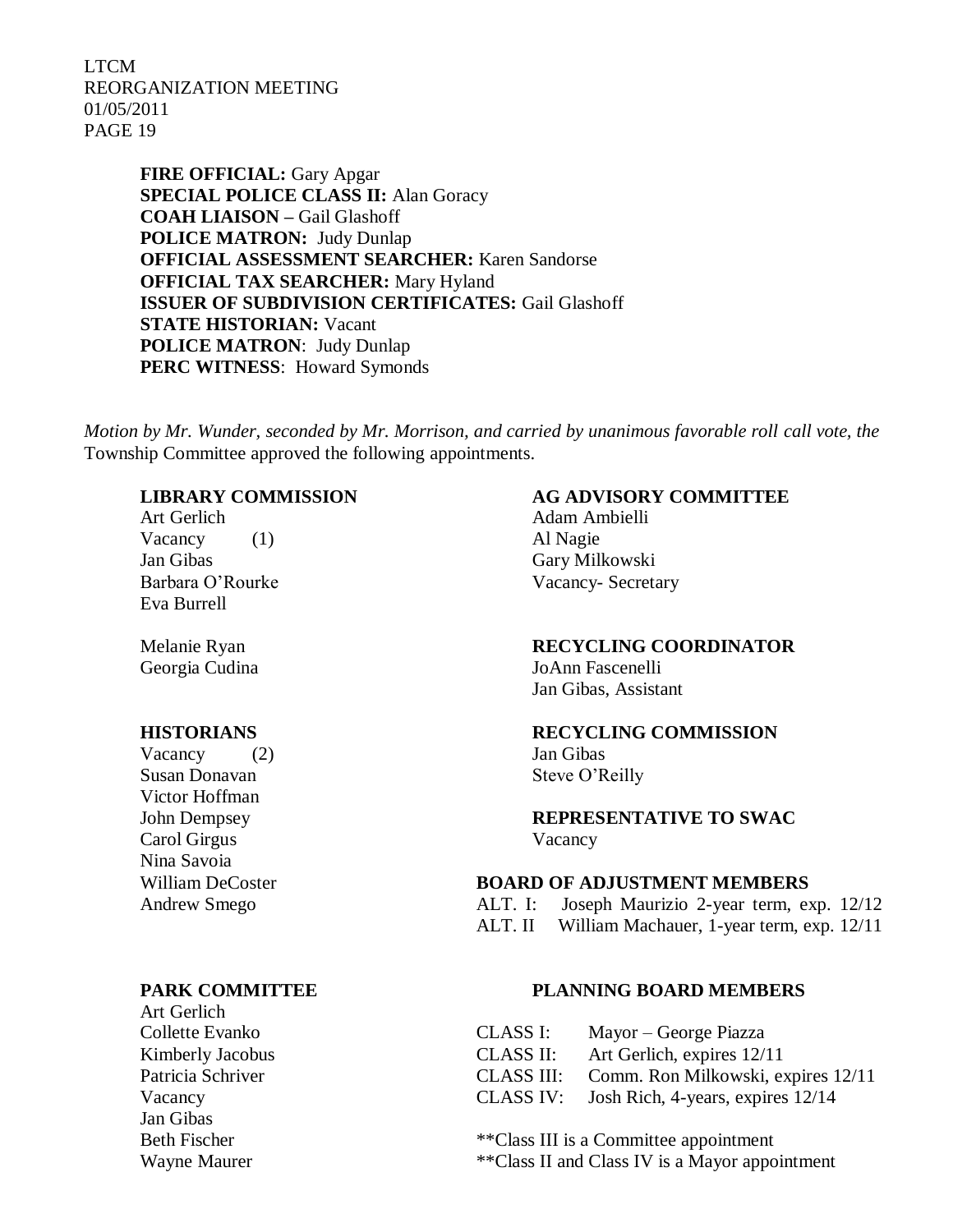**FIRE OFFICIAL:** Gary Apgar
**SPECIAL POLICE CLASS II:** Alan Goracy
**COAH LIAISON –** Gail Glashoff
**POLICE MATRON:** Judy Dunlap
**OFFICIAL ASSESSMENT SEARCHER:** Karen Sandorse
**OFFICIAL TAX SEARCHER:** Mary Hyland
**ISSUER OF SUBDIVISION CERTIFICATES:** Gail Glashoff
**STATE HISTORIAN:** Vacant
**POLICE MATRON**: Judy Dunlap
**PERC WITNESS**: Howard Symonds

*Motion by Mr. Wunder, seconded by Mr. Morrison, and carried by unanimous favorable roll call vote, the* Township Committee approved the following appointments.

**LIBRARY COMMISSION**
Art Gerlich
Vacancy (1)
Jan Gibas
Barbara O'Rourke
Eva Burrell

Melanie Ryan
Georgia Cudina

**HISTORIANS**
Vacancy (2)
Susan Donavan
Victor Hoffman
John Dempsey
Carol Girgus
Nina Savoia
William DeCoster
Andrew Smego

**PARK COMMITTEE**
Art Gerlich
Collette Evanko
Kimberly Jacobus
Patricia Schriver
Vacancy
Jan Gibas
Beth Fischer
Wayne Maurer

**AG ADVISORY COMMITTEE**
Adam Ambielli
Al Nagie
Gary Milkowski
Vacancy- Secretary

**RECYCLING COORDINATOR**
JoAnn Fascenelli
Jan Gibas, Assistant

**RECYCLING COMMISSION**
Jan Gibas
Steve O'Reilly

**REPRESENTATIVE TO SWAC**
Vacancy

**BOARD OF ADJUSTMENT MEMBERS**
ALT. I: Joseph Maurizio 2-year term, exp. 12/12
ALT. II William Machauer, 1-year term, exp. 12/11

**PLANNING BOARD MEMBERS**

| | |
|---|---|
| CLASS I: | Mayor – George Piazza |
| CLASS II: | Art Gerlich, expires 12/11 |
| CLASS III: | Comm. Ron Milkowski, expires 12/11 |
| CLASS IV: | Josh Rich, 4-years, expires 12/14 |

**Class III is a Committee appointment
**Class II and Class IV is a Mayor appointment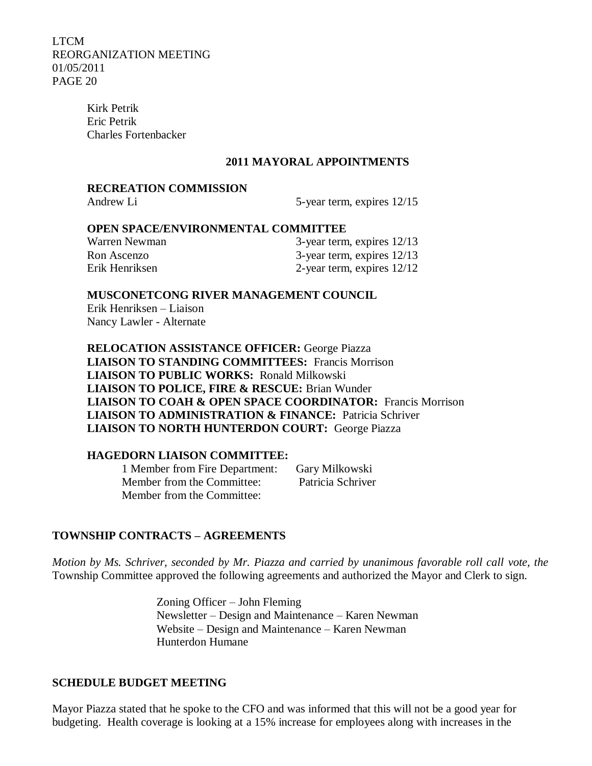Kirk Petrik
Eric Petrik
Charles Fortenbacker

## 2011 MAYORAL APPOINTMENTS

**RECREATION COMMISSION**

| | |
|---|---|
| Andrew Li | 5-year term, expires 12/15 |

**OPEN SPACE/ENVIRONMENTAL COMMITTEE**

| | |
|---|---|
| Warren Newman | 3-year term, expires 12/13 |
| Ron Ascenzo | 3-year term, expires 12/13 |
| Erik Henriksen | 2-year term, expires 12/12 |

**MUSCONETCONG RIVER MANAGEMENT COUNCIL**

Erik Henriksen – Liaison
Nancy Lawler - Alternate

**RELOCATION ASSISTANCE OFFICER:** George Piazza
**LIAISON TO STANDING COMMITTEES:** Francis Morrison
**LIAISON TO PUBLIC WORKS:** Ronald Milkowski
**LIAISON TO POLICE, FIRE & RESCUE:** Brian Wunder
**LIAISON TO COAH & OPEN SPACE COORDINATOR:** Francis Morrison
**LIAISON TO ADMINISTRATION & FINANCE:** Patricia Schriver
**LIAISON TO NORTH HUNTERDON COURT:** George Piazza

**HAGEDORN LIAISON COMMITTEE:**

| | |
|---|---|
| 1 Member from Fire Department: | Gary Milkowski |
| Member from the Committee: | Patricia Schriver |
| Member from the Committee: | |

## TOWNSHIP CONTRACTS – AGREEMENTS

*Motion by Ms. Schriver, seconded by Mr. Piazza and carried by unanimous favorable roll call vote, the* Township Committee approved the following agreements and authorized the Mayor and Clerk to sign.

Zoning Officer – John Fleming
Newsletter – Design and Maintenance – Karen Newman
Website – Design and Maintenance – Karen Newman
Hunterdon Humane

## SCHEDULE BUDGET MEETING

Mayor Piazza stated that he spoke to the CFO and was informed that this will not be a good year for budgeting. Health coverage is looking at a 15% increase for employees along with increases in the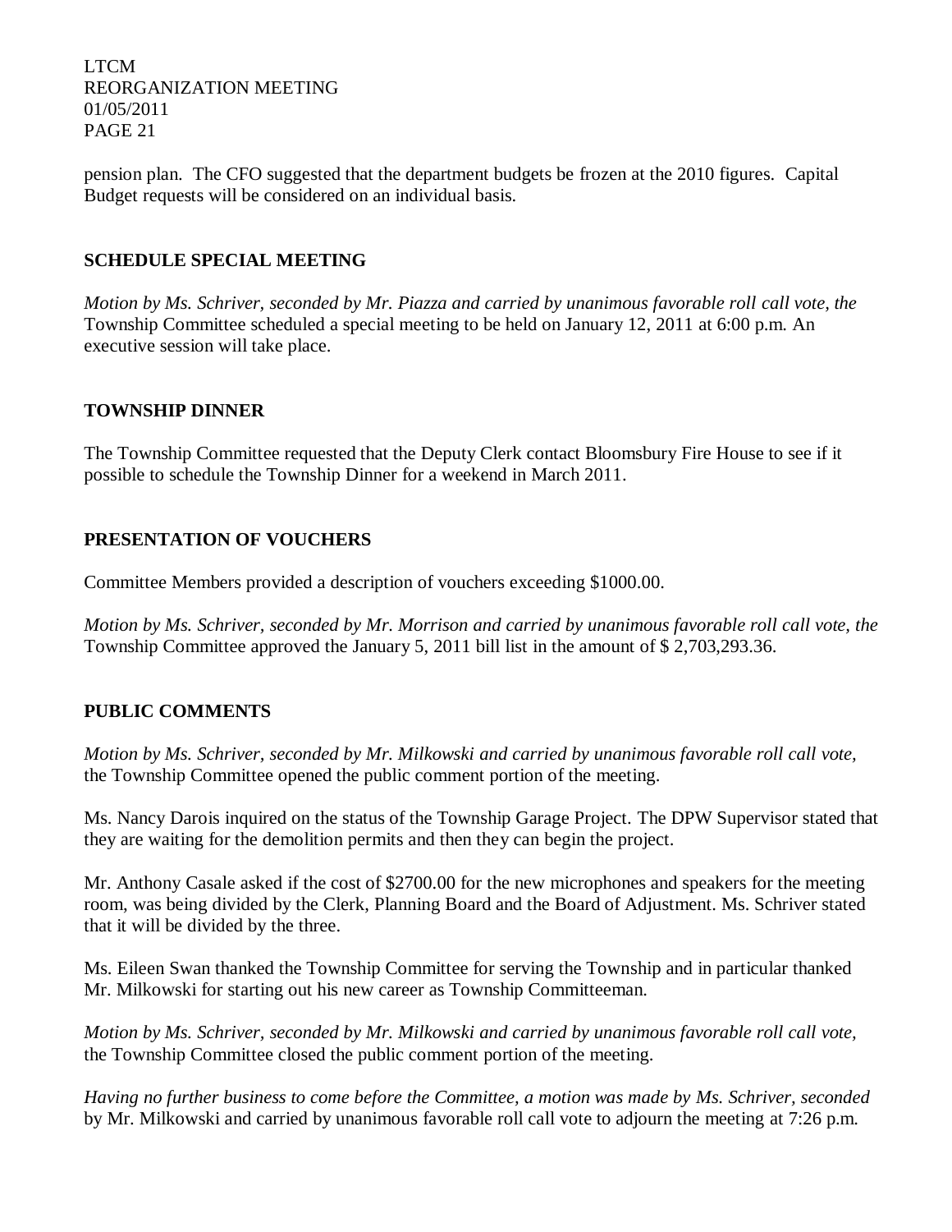pension plan. The CFO suggested that the department budgets be frozen at the 2010 figures. Capital Budget requests will be considered on an individual basis.

## SCHEDULE SPECIAL MEETING

*Motion by Ms. Schriver, seconded by Mr. Piazza and carried by unanimous favorable roll call vote, the* Township Committee scheduled a special meeting to be held on January 12, 2011 at 6:00 p.m. An executive session will take place.

## TOWNSHIP DINNER

The Township Committee requested that the Deputy Clerk contact Bloomsbury Fire House to see if it possible to schedule the Township Dinner for a weekend in March 2011.

## PRESENTATION OF VOUCHERS

Committee Members provided a description of vouchers exceeding $1000.00.

*Motion by Ms. Schriver, seconded by Mr. Morrison and carried by unanimous favorable roll call vote, the* Township Committee approved the January 5, 2011 bill list in the amount of $ 2,703,293.36.

## PUBLIC COMMENTS

*Motion by Ms. Schriver, seconded by Mr. Milkowski and carried by unanimous favorable roll call vote,* the Township Committee opened the public comment portion of the meeting.

Ms. Nancy Darois inquired on the status of the Township Garage Project. The DPW Supervisor stated that they are waiting for the demolition permits and then they can begin the project.

Mr. Anthony Casale asked if the cost of $2700.00 for the new microphones and speakers for the meeting room, was being divided by the Clerk, Planning Board and the Board of Adjustment. Ms. Schriver stated that it will be divided by the three.

Ms. Eileen Swan thanked the Township Committee for serving the Township and in particular thanked Mr. Milkowski for starting out his new career as Township Committeeman.

*Motion by Ms. Schriver, seconded by Mr. Milkowski and carried by unanimous favorable roll call vote,* the Township Committee closed the public comment portion of the meeting.

*Having no further business to come before the Committee, a motion was made by Ms. Schriver, seconded* by Mr. Milkowski and carried by unanimous favorable roll call vote to adjourn the meeting at 7:26 p.m.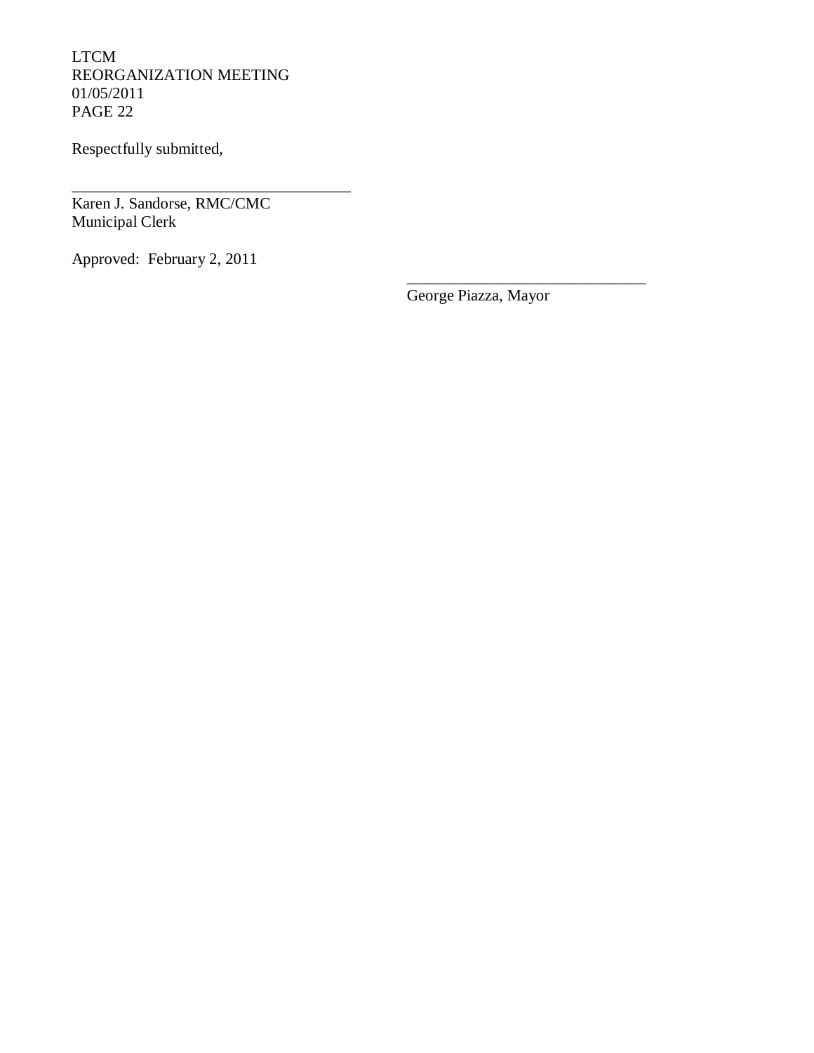Respectfully submitted,

\_\_\_\_\_\_\_\_\_\_\_\_\_\_\_\_\_\_\_\_\_\_\_\_\_\_\_\_\_\_\_\_\_\_\_\_
Karen J. Sandorse, RMC/CMC
Municipal Clerk

Approved: February 2, 2011

\_\_\_\_\_\_\_\_\_\_\_\_\_\_\_\_\_\_\_\_\_\_\_\_\_\_\_\_\_\_
George Piazza, Mayor